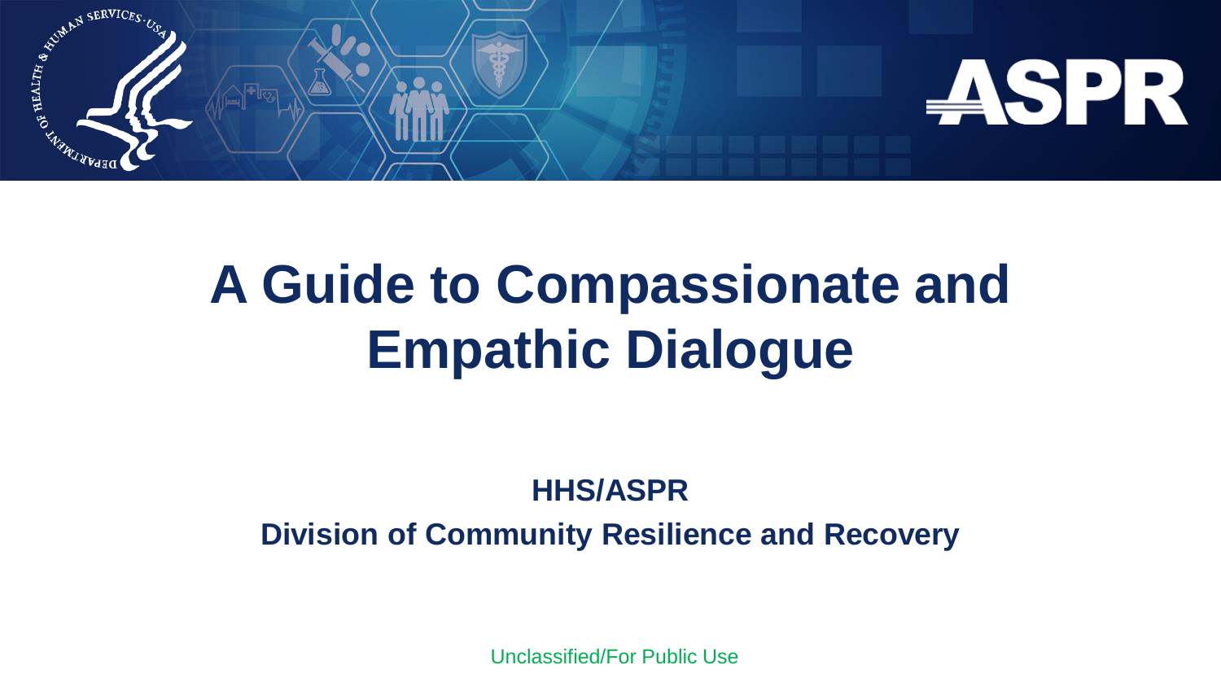# A Guide to Compassionate and Empathic Dialogue

**HHS/ASPR**

**Division of Community Resilience and Recovery**

Unclassified/For Public Use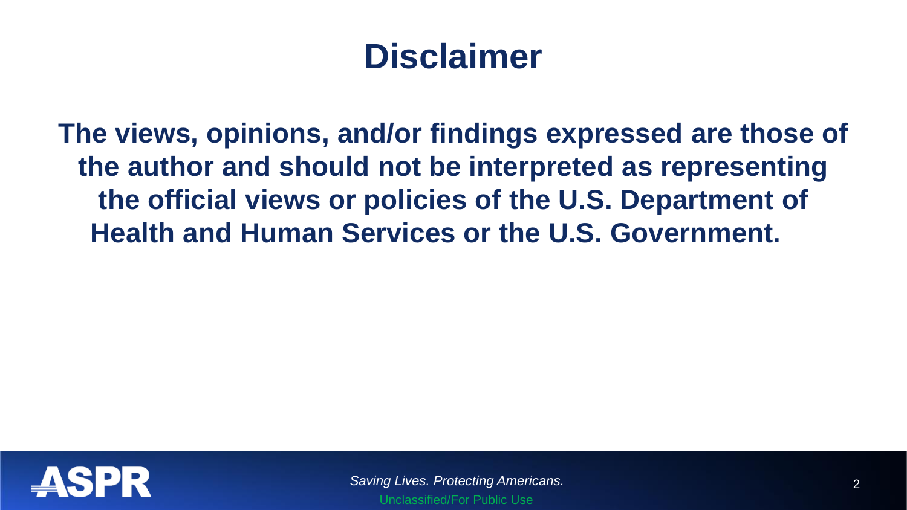# Disclaimer

**The views, opinions, and/or findings expressed are those of the author and should not be interpreted as representing the official views or policies of the U.S. Department of Health and Human Services or the U.S. Government.**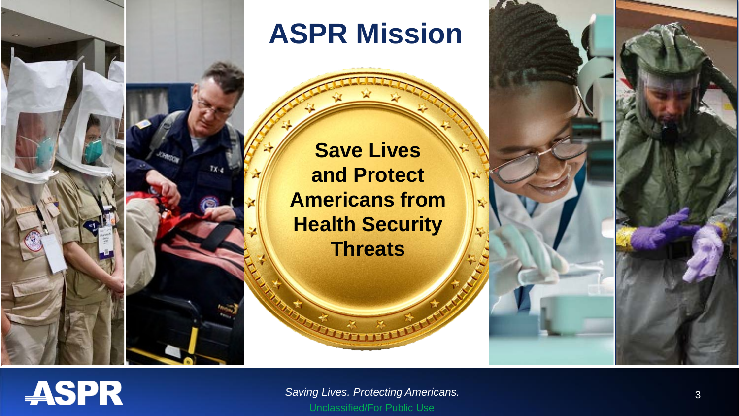# ASPR Mission

**Save Lives and Protect Americans from Health Security Threats**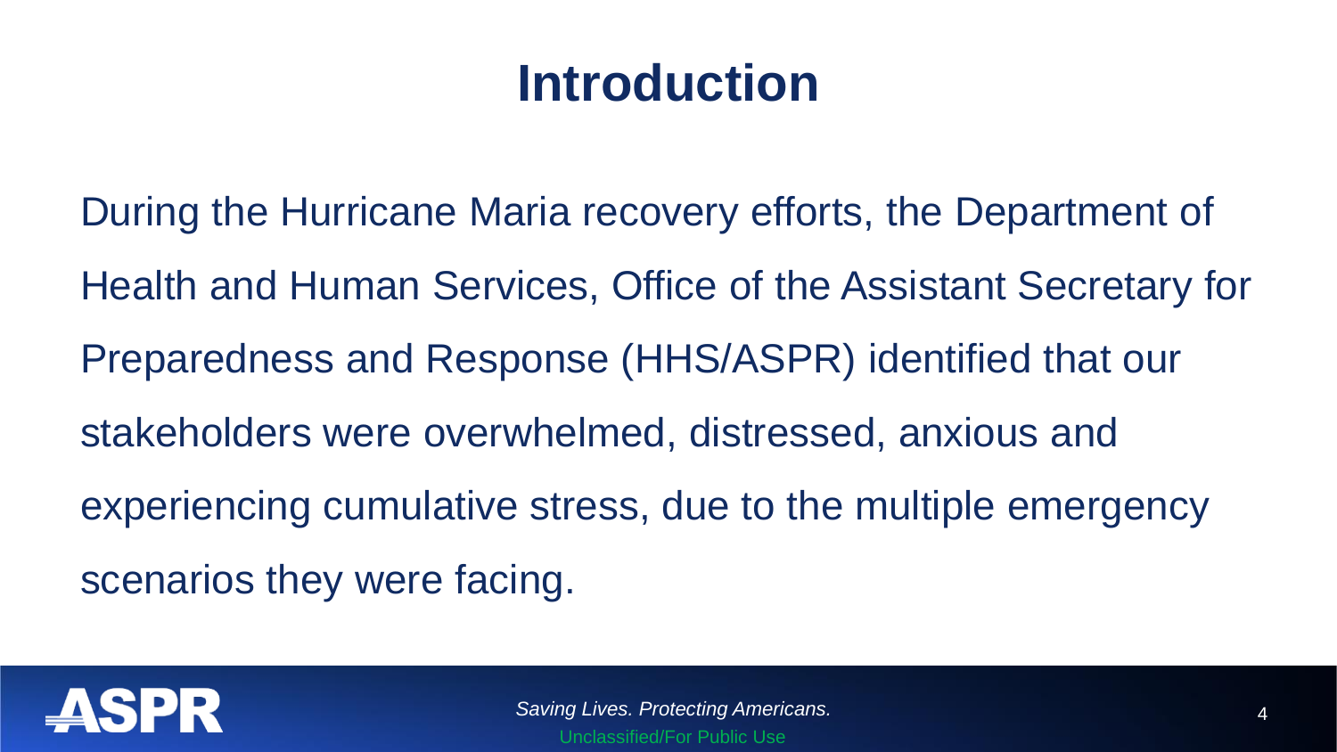# Introduction

During the Hurricane Maria recovery efforts, the Department of Health and Human Services, Office of the Assistant Secretary for Preparedness and Response (HHS/ASPR) identified that our stakeholders were overwhelmed, distressed, anxious and experiencing cumulative stress, due to the multiple emergency scenarios they were facing.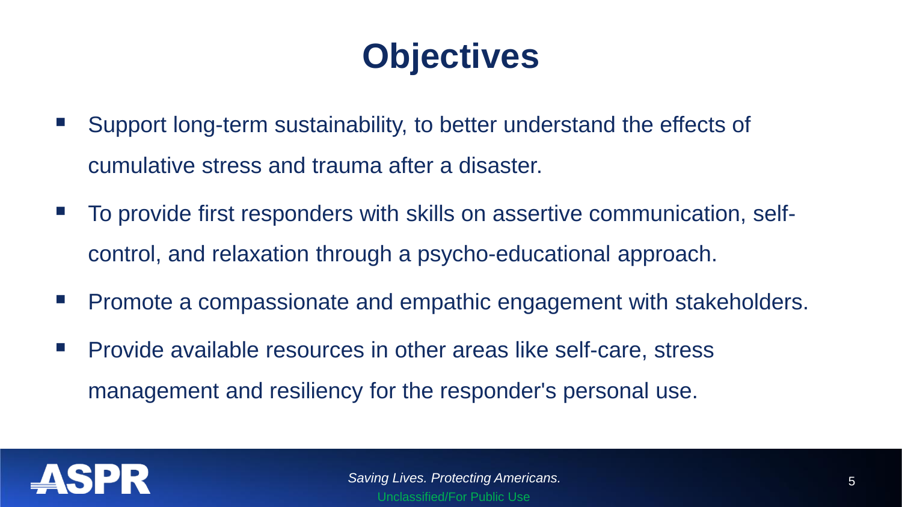# Objectives

- Support long-term sustainability, to better understand the effects of cumulative stress and trauma after a disaster.
- To provide first responders with skills on assertive communication, self-control, and relaxation through a psycho-educational approach.
- Promote a compassionate and empathic engagement with stakeholders.
- Provide available resources in other areas like self-care, stress management and resiliency for the responder's personal use.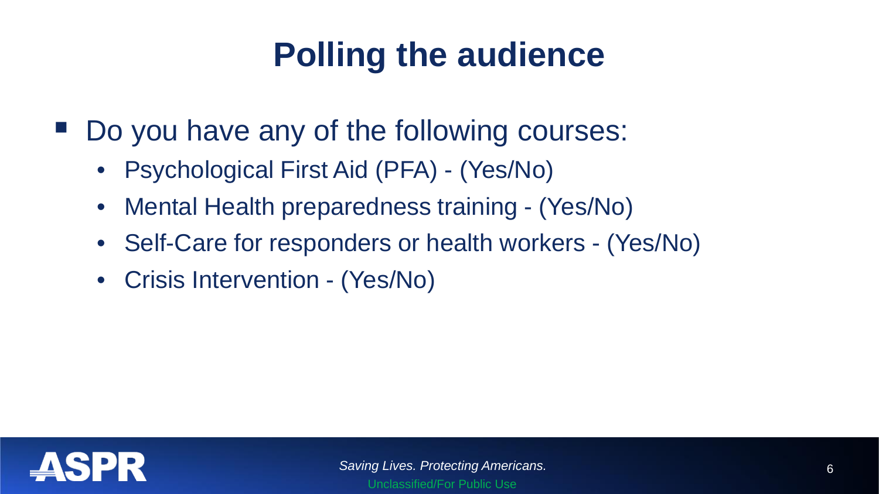# Polling the audience

- Do you have any of the following courses:
  - Psychological First Aid (PFA) - (Yes/No)
  - Mental Health preparedness training - (Yes/No)
  - Self-Care for responders or health workers - (Yes/No)
  - Crisis Intervention - (Yes/No)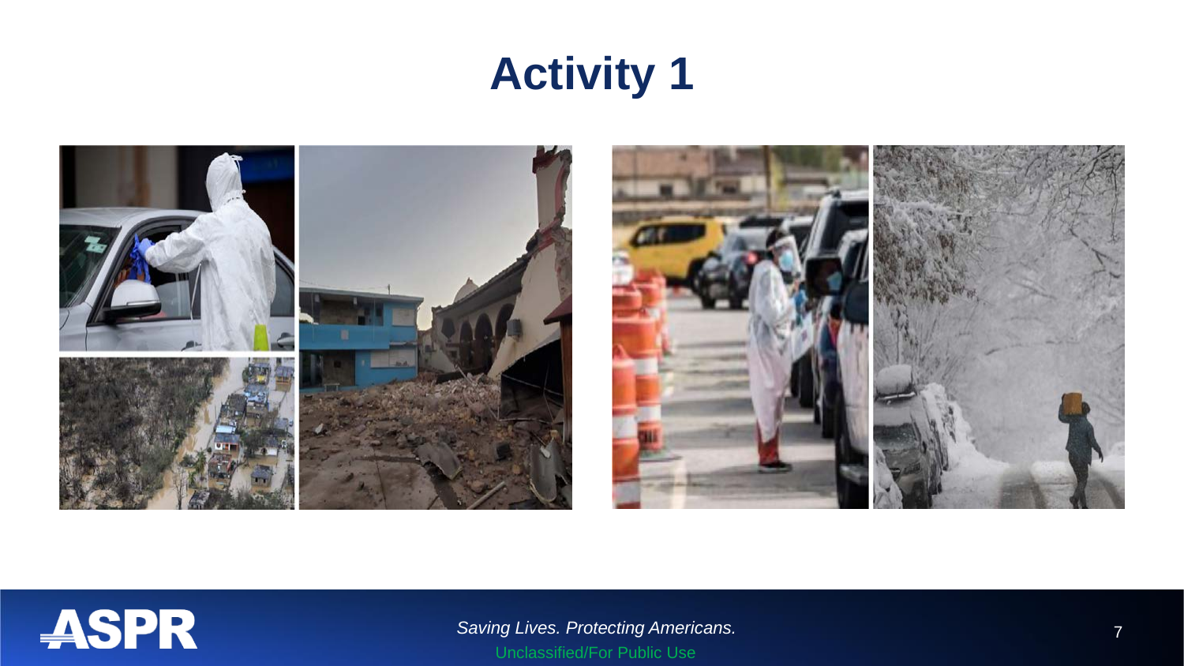# Activity 1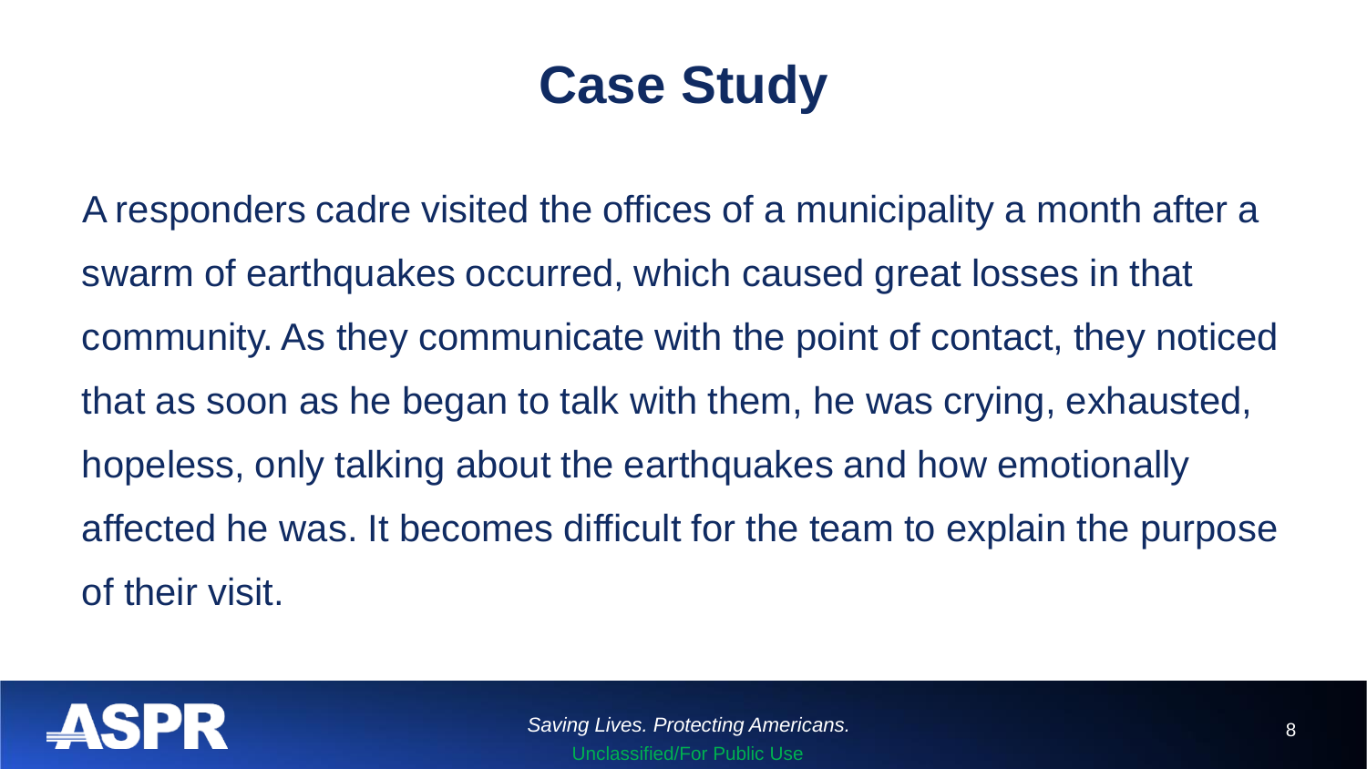# Case Study

A responders cadre visited the offices of a municipality a month after a swarm of earthquakes occurred, which caused great losses in that community. As they communicate with the point of contact, they noticed that as soon as he began to talk with them, he was crying, exhausted, hopeless, only talking about the earthquakes and how emotionally affected he was. It becomes difficult for the team to explain the purpose of their visit.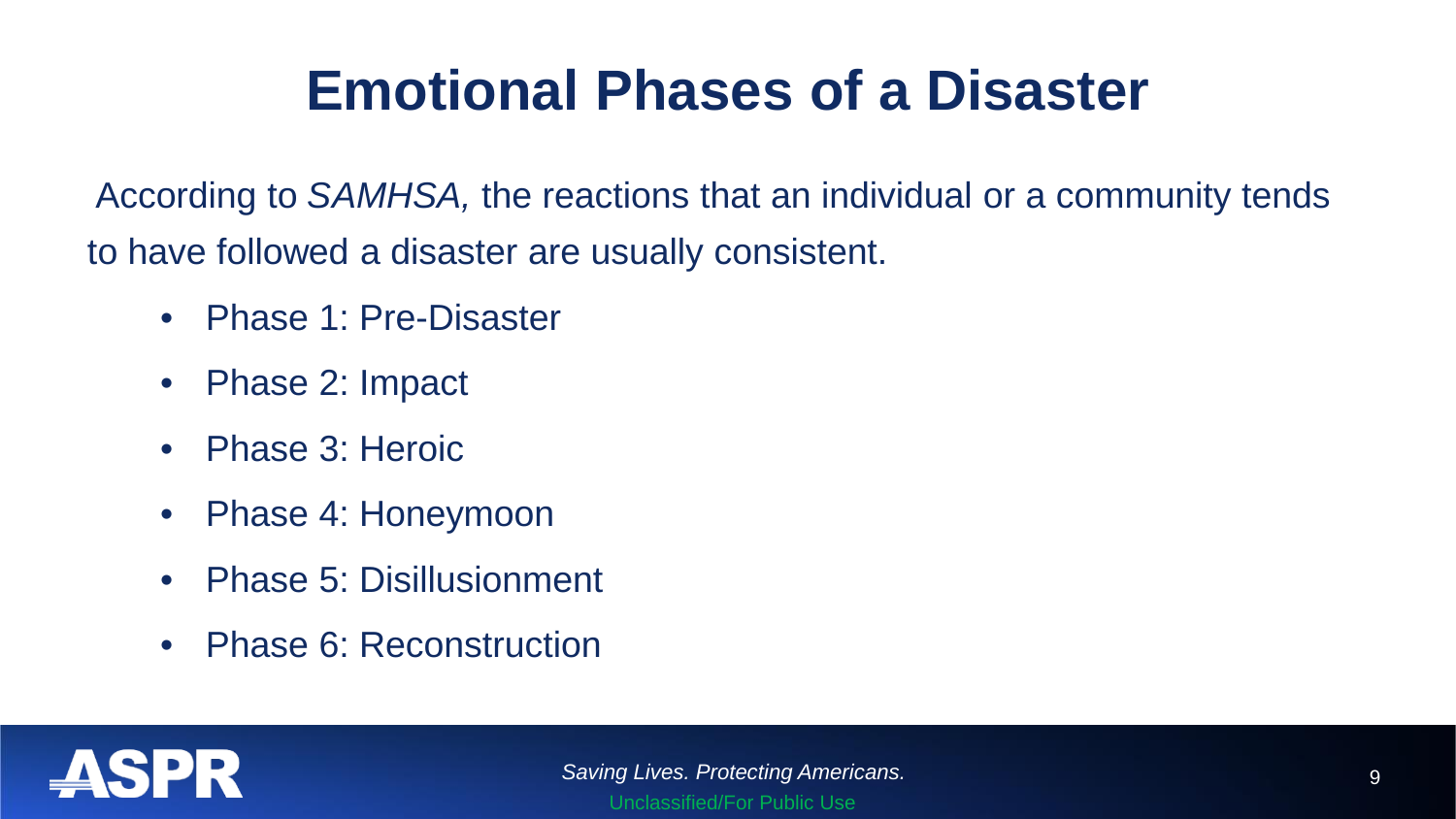# Emotional Phases of a Disaster

According to *SAMHSA,* the reactions that an individual or a community tends to have followed a disaster are usually consistent.

- Phase 1: Pre-Disaster
- Phase 2: Impact
- Phase 3: Heroic
- Phase 4: Honeymoon
- Phase 5: Disillusionment
- Phase 6: Reconstruction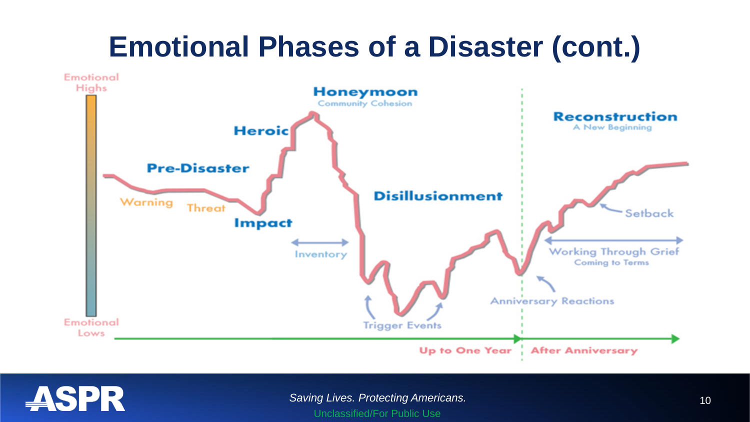# Emotional Phases of a Disaster (cont.)

Emotional Highs

Emotional Lows

Pre-Disaster

Warning

Threat

Impact

Heroic

Honeymoon

Community Cohesion

Inventory

Disillusionment

Trigger Events

Anniversary Reactions

Reconstruction

A New Beginning

Setback

Working Through Grief

Coming to Terms

Up to One Year

After Anniversary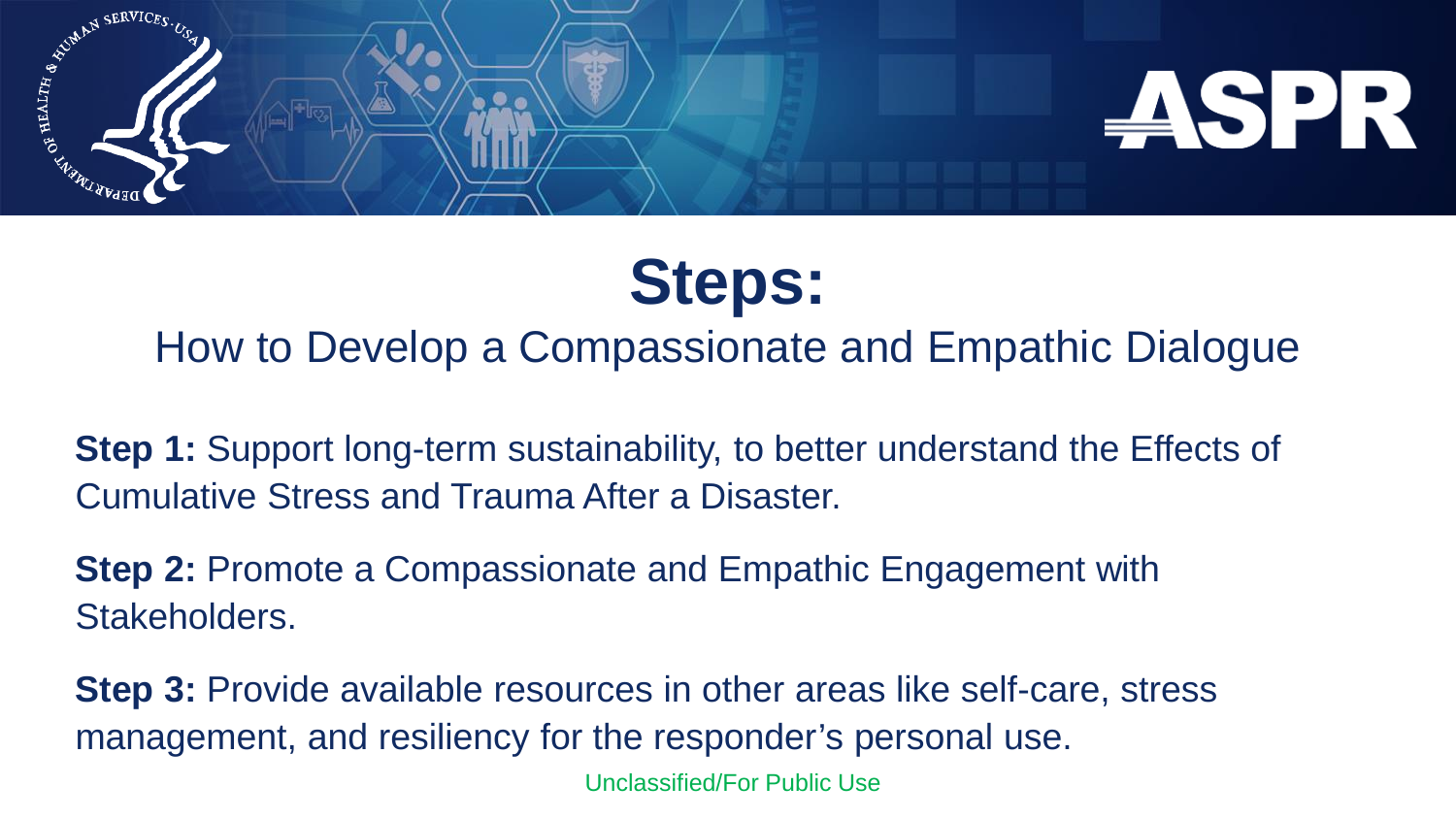# Steps:

## How to Develop a Compassionate and Empathic Dialogue

**Step 1:** Support long-term sustainability, to better understand the Effects of Cumulative Stress and Trauma After a Disaster.

**Step 2:** Promote a Compassionate and Empathic Engagement with Stakeholders.

**Step 3:** Provide available resources in other areas like self-care, stress management, and resiliency for the responder's personal use.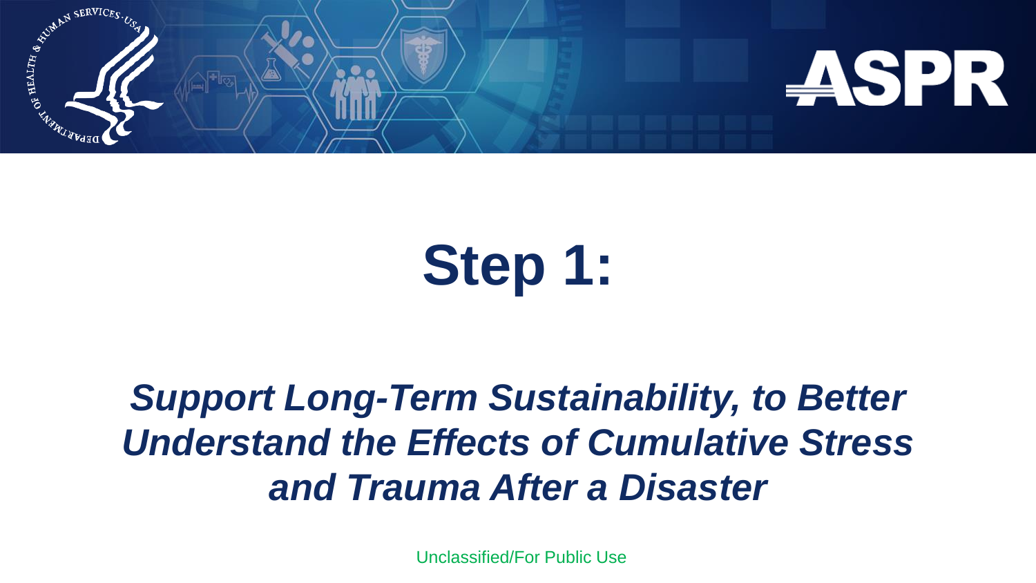# Step 1:

***Support Long-Term Sustainability, to Better Understand the Effects of Cumulative Stress and Trauma After a Disaster***

Unclassified/For Public Use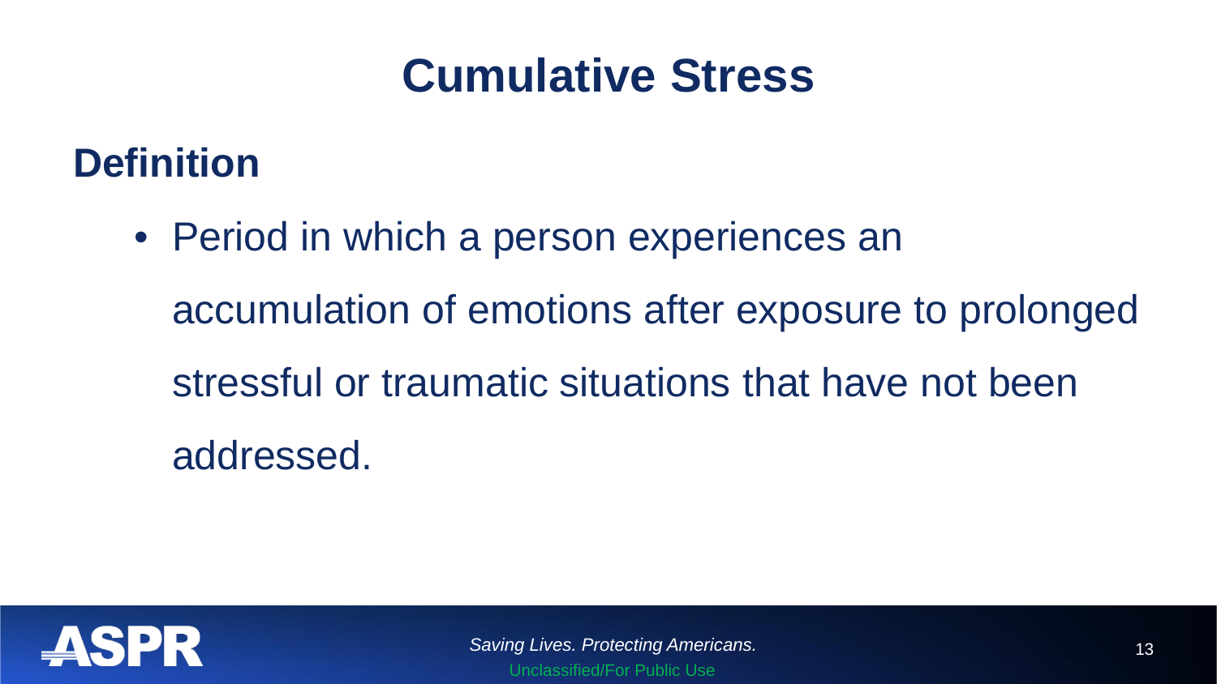# Cumulative Stress

## Definition

- Period in which a person experiences an accumulation of emotions after exposure to prolonged stressful or traumatic situations that have not been addressed.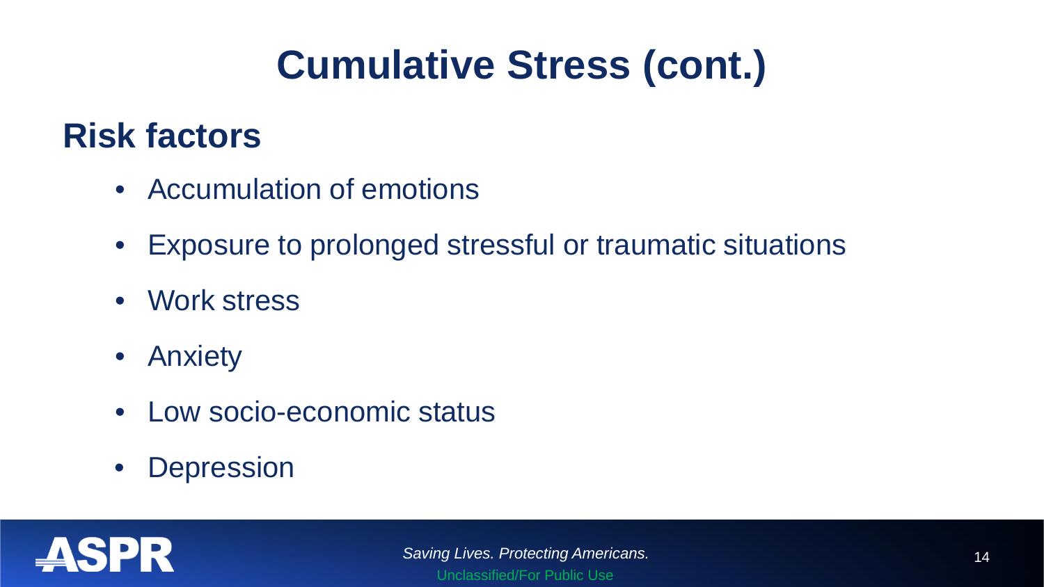# Cumulative Stress (cont.)

## Risk factors

- Accumulation of emotions
- Exposure to prolonged stressful or traumatic situations
- Work stress
- Anxiety
- Low socio-economic status
- Depression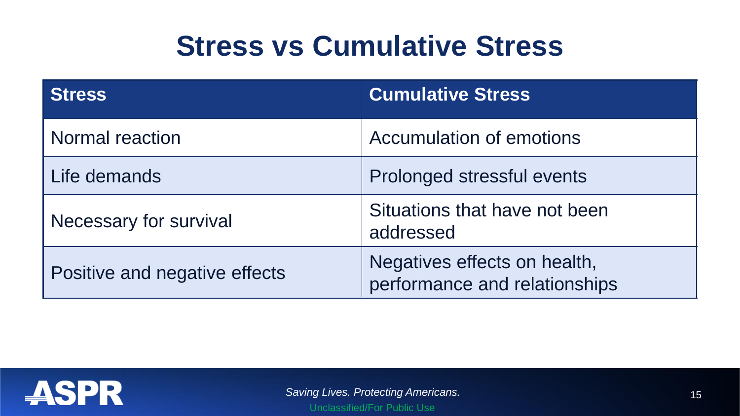# Stress vs Cumulative Stress

| Stress | Cumulative Stress |
| --- | --- |
| Normal reaction | Accumulation of emotions |
| Life demands | Prolonged stressful events |
| Necessary for survival | Situations that have not been addressed |
| Positive and negative effects | Negatives effects on health, performance and relationships |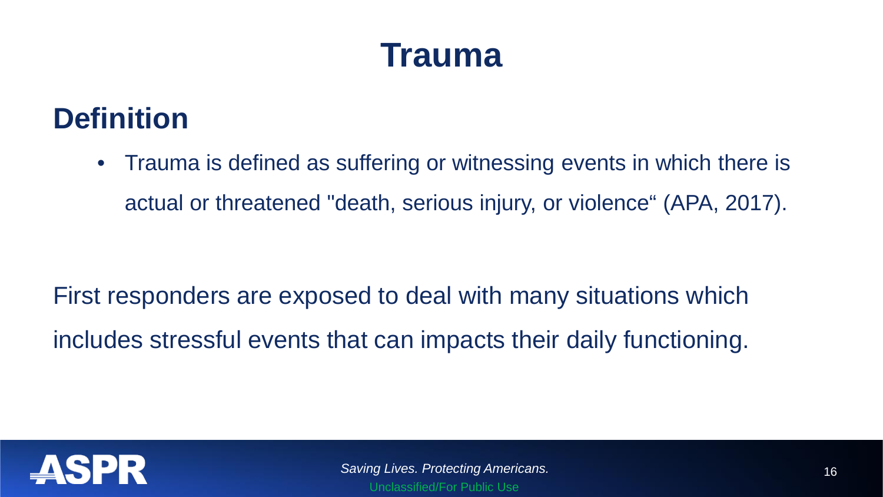# Trauma

## Definition

- Trauma is defined as suffering or witnessing events in which there is actual or threatened "death, serious injury, or violence“ (APA, 2017).

First responders are exposed to deal with many situations which includes stressful events that can impacts their daily functioning.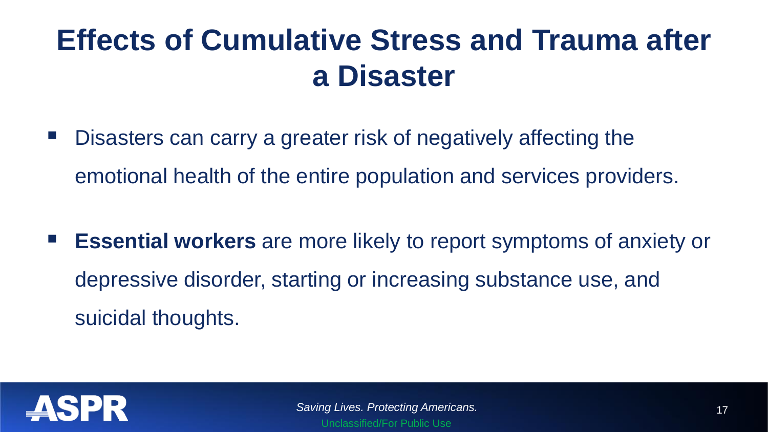# Effects of Cumulative Stress and Trauma after a Disaster

- Disasters can carry a greater risk of negatively affecting the emotional health of the entire population and services providers.

- **Essential workers** are more likely to report symptoms of anxiety or depressive disorder, starting or increasing substance use, and suicidal thoughts.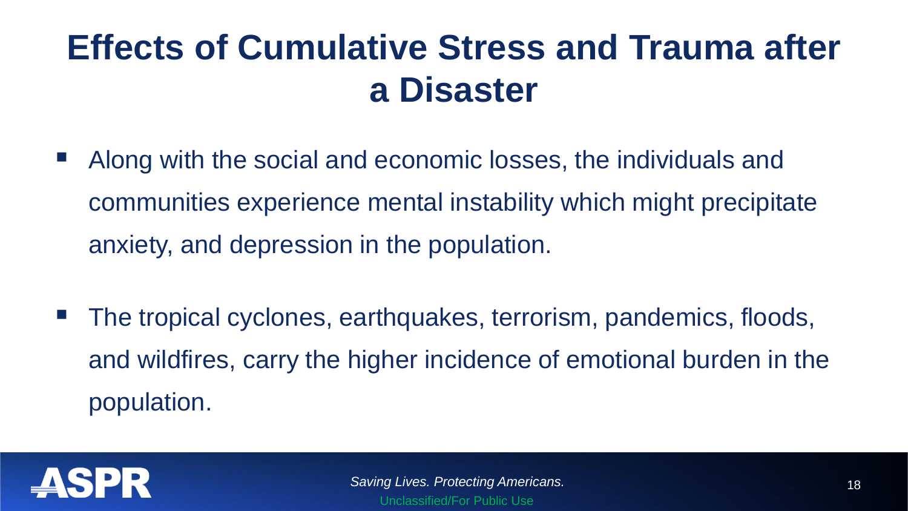# Effects of Cumulative Stress and Trauma after a Disaster

- Along with the social and economic losses, the individuals and communities experience mental instability which might precipitate anxiety, and depression in the population.

- The tropical cyclones, earthquakes, terrorism, pandemics, floods, and wildfires, carry the higher incidence of emotional burden in the population.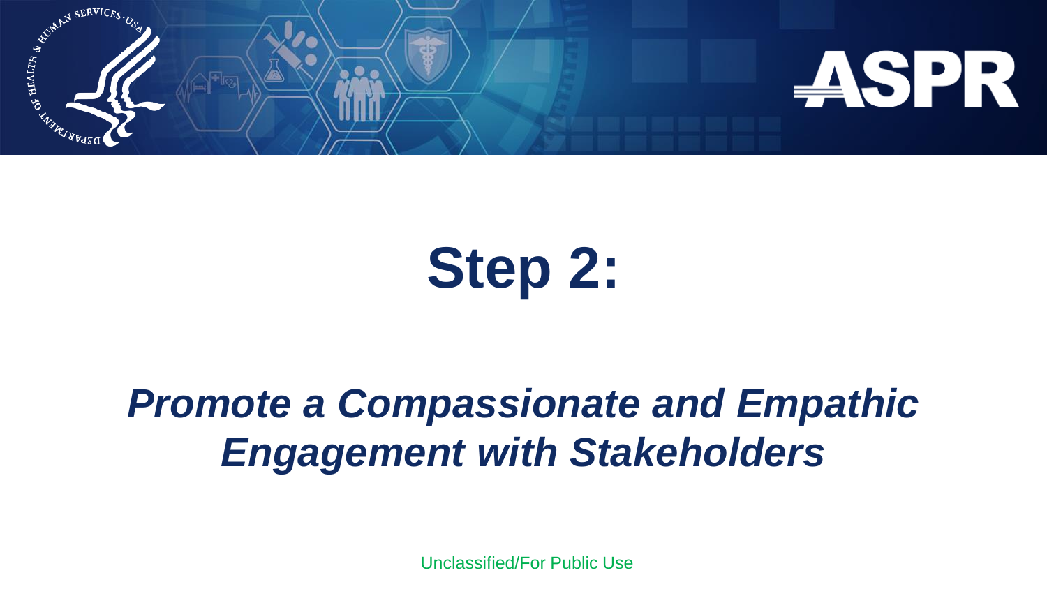# Step 2:

## *Promote a Compassionate and Empathic Engagement with Stakeholders*

Unclassified/For Public Use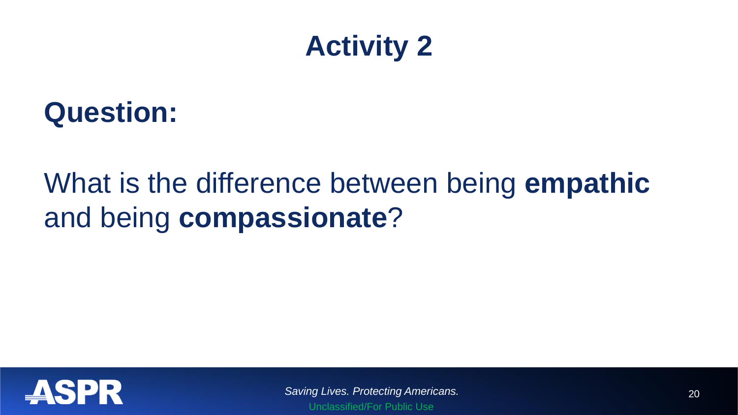# Activity 2

## Question:

What is the difference between being **empathic** and being **compassionate**?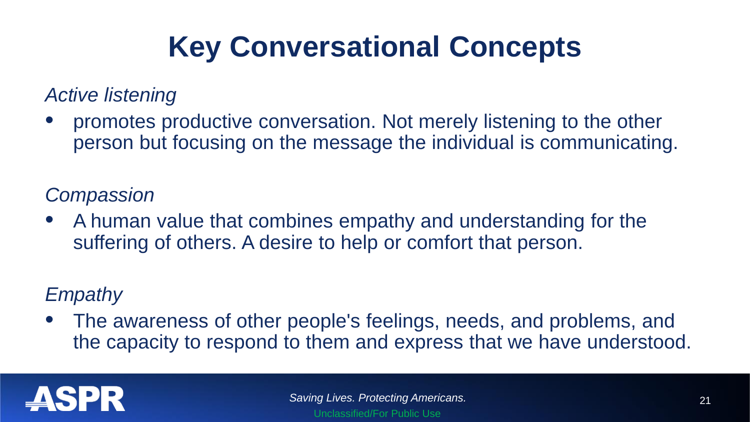# Key Conversational Concepts

*Active listening*

- promotes productive conversation. Not merely listening to the other person but focusing on the message the individual is communicating.

*Compassion*

- A human value that combines empathy and understanding for the suffering of others. A desire to help or comfort that person.

*Empathy*

- The awareness of other people's feelings, needs, and problems, and the capacity to respond to them and express that we have understood.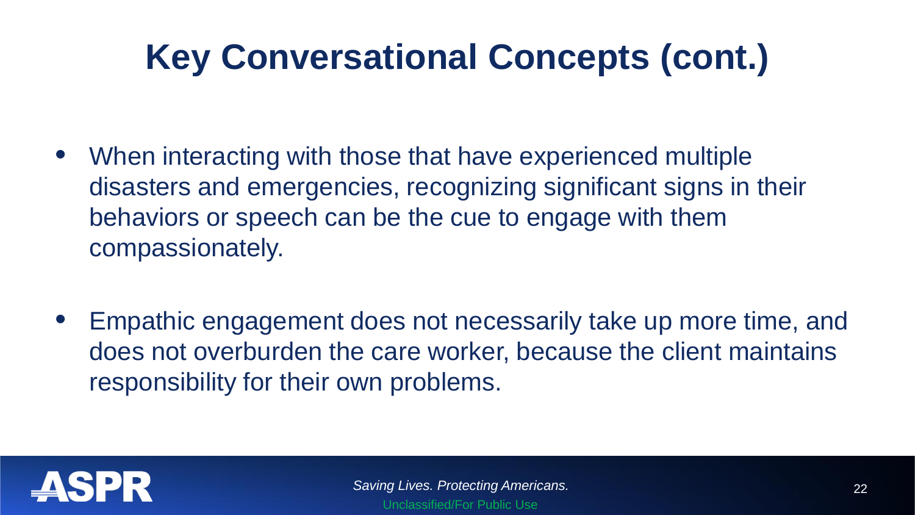# Key Conversational Concepts (cont.)

- When interacting with those that have experienced multiple disasters and emergencies, recognizing significant signs in their behaviors or speech can be the cue to engage with them compassionately.
- Empathic engagement does not necessarily take up more time, and does not overburden the care worker, because the client maintains responsibility for their own problems.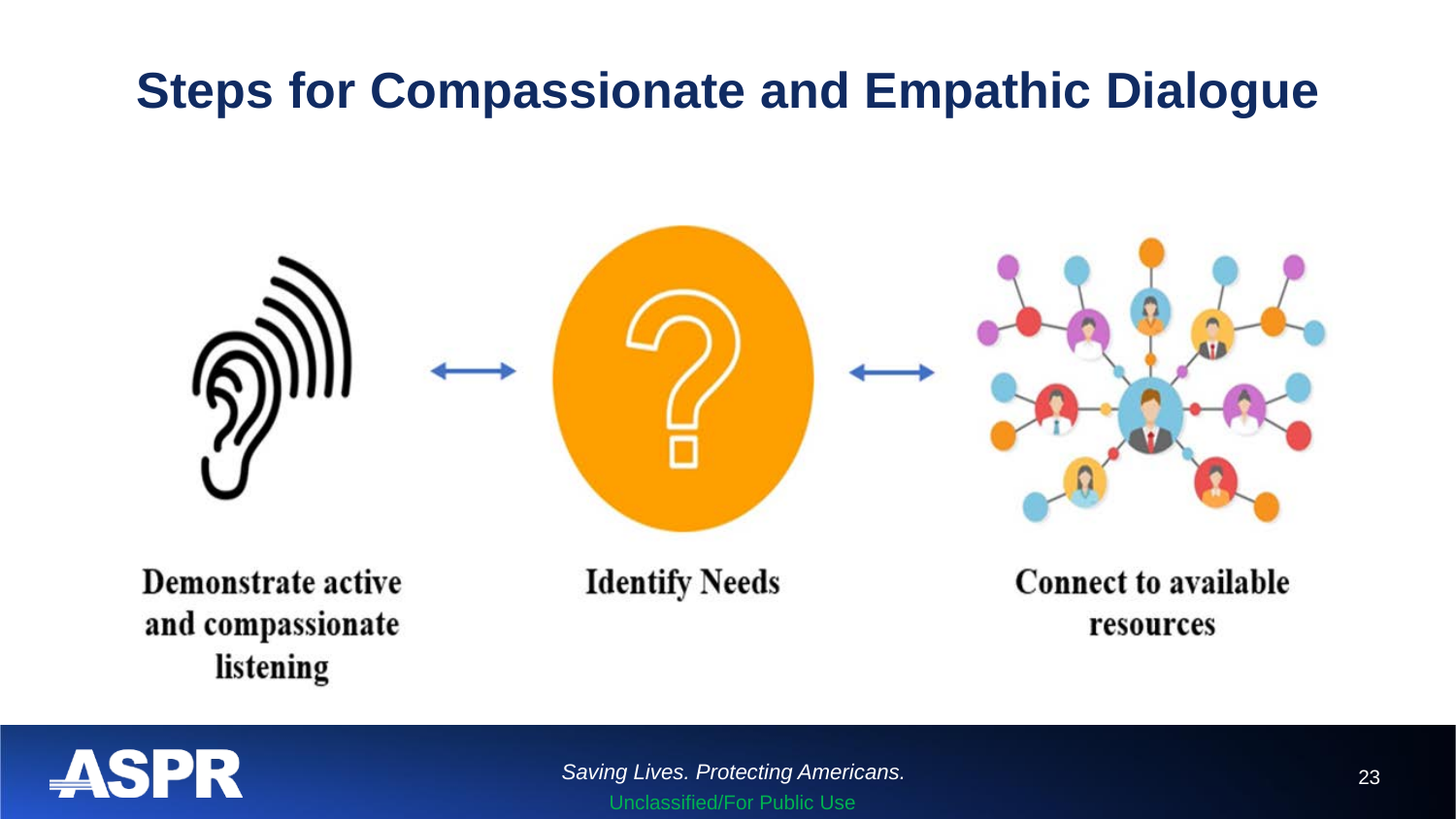# Steps for Compassionate and Empathic Dialogue

**Demonstrate active and compassionate listening** ↔ **Identify Needs** ↔ **Connect to available resources**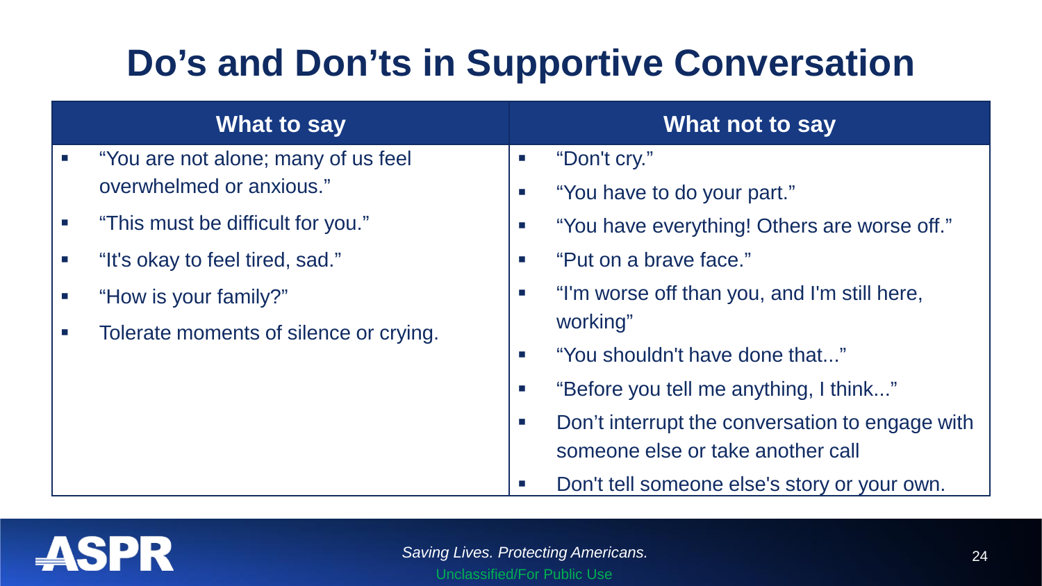# Do's and Don'ts in Supportive Conversation

| What to say | What not to say |
| --- | --- |
| "You are not alone; many of us feel overwhelmed or anxious." | "Don't cry." |
| "This must be difficult for you." | "You have to do your part." |
| "It's okay to feel tired, sad." | "You have everything! Others are worse off." |
| "How is your family?" | "Put on a brave face." |
| Tolerate moments of silence or crying. | "I'm worse off than you, and I'm still here, working" |
| | "You shouldn't have done that..." |
| | "Before you tell me anything, I think..." |
| | Don't interrupt the conversation to engage with someone else or take another call |
| | Don't tell someone else's story or your own. |

*Saving Lives. Protecting Americans.*

Unclassified/For Public Use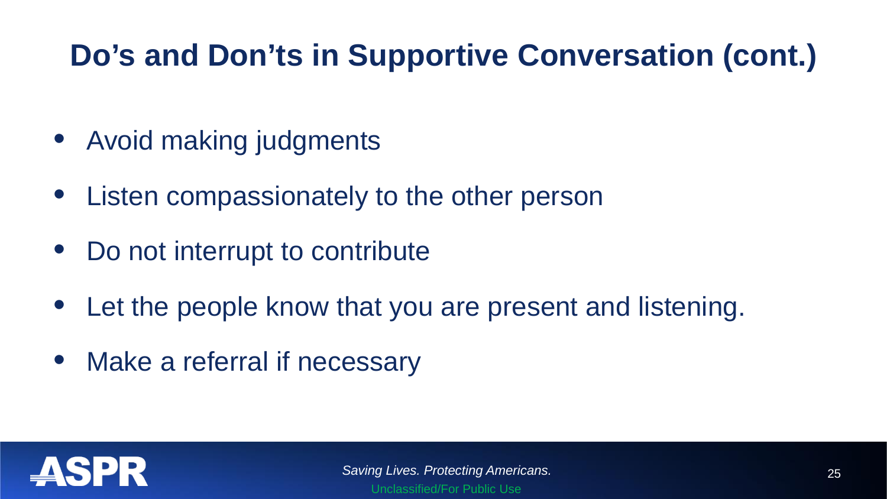# Do’s and Don’ts in Supportive Conversation (cont.)

- Avoid making judgments
- Listen compassionately to the other person
- Do not interrupt to contribute
- Let the people know that you are present and listening.
- Make a referral if necessary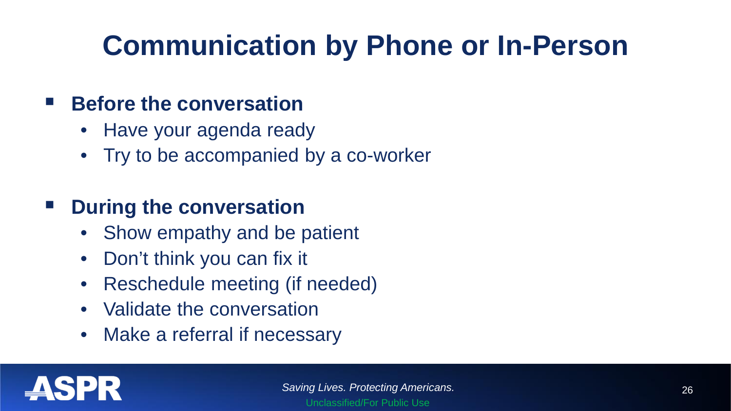# Communication by Phone or In-Person

- **Before the conversation**
  - Have your agenda ready
  - Try to be accompanied by a co-worker

- **During the conversation**
  - Show empathy and be patient
  - Don't think you can fix it
  - Reschedule meeting (if needed)
  - Validate the conversation
  - Make a referral if necessary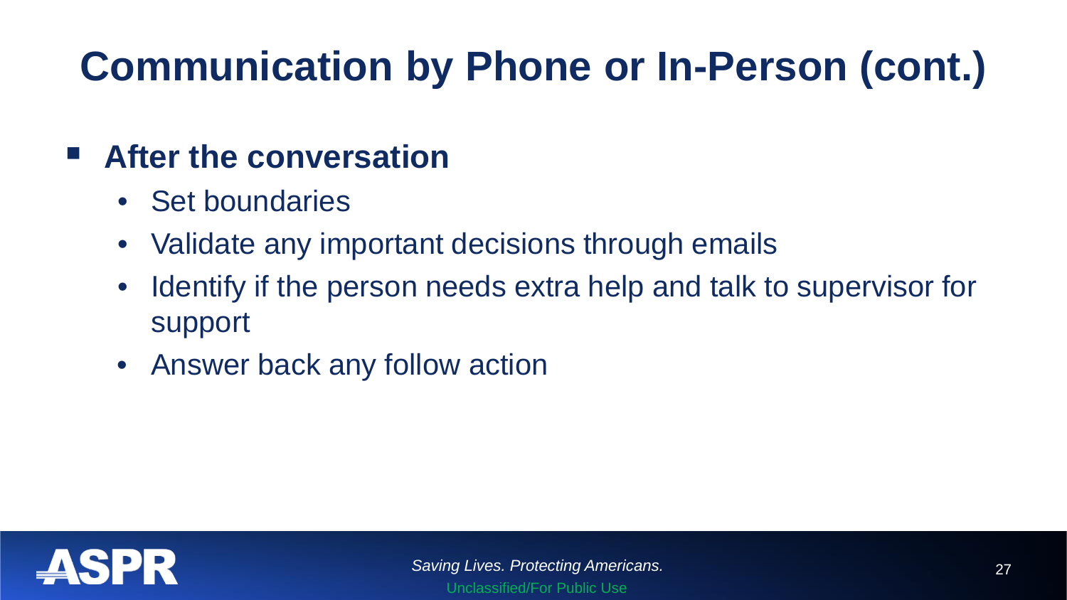# Communication by Phone or In-Person (cont.)

- **After the conversation**
  - Set boundaries
  - Validate any important decisions through emails
  - Identify if the person needs extra help and talk to supervisor for support
  - Answer back any follow action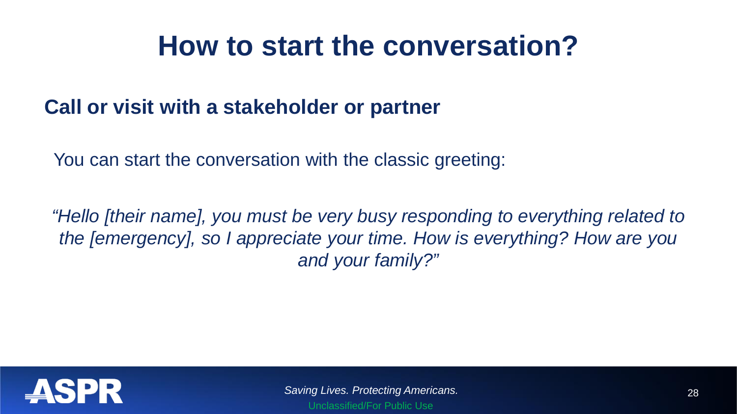# How to start the conversation?

## Call or visit with a stakeholder or partner

You can start the conversation with the classic greeting:

*"Hello [their name], you must be very busy responding to everything related to the [emergency], so I appreciate your time. How is everything? How are you and your family?"*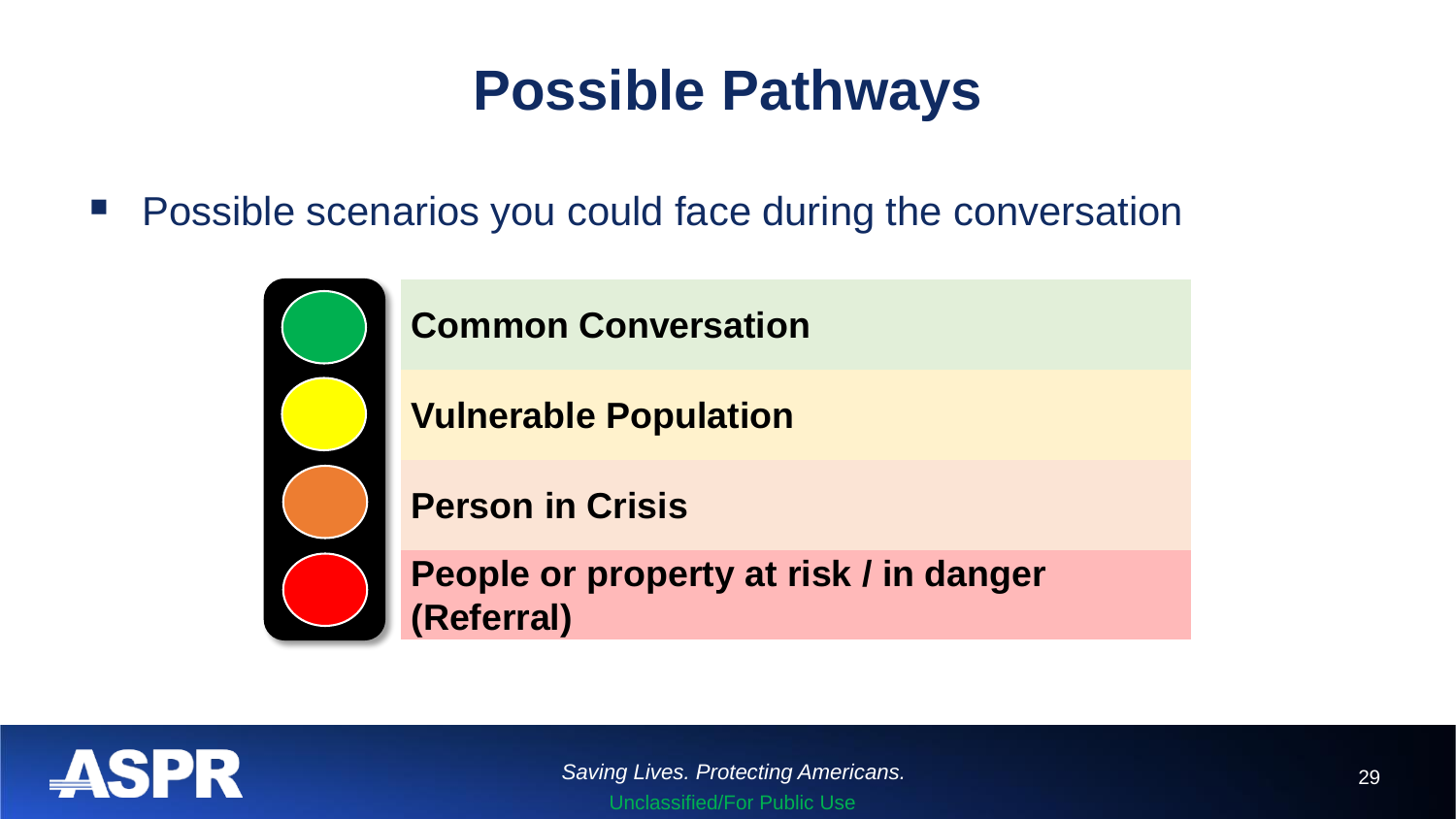# Possible Pathways

- Possible scenarios you could face during the conversation

- **Common Conversation**
- **Vulnerable Population**
- **Person in Crisis**
- **People or property at risk / in danger (Referral)**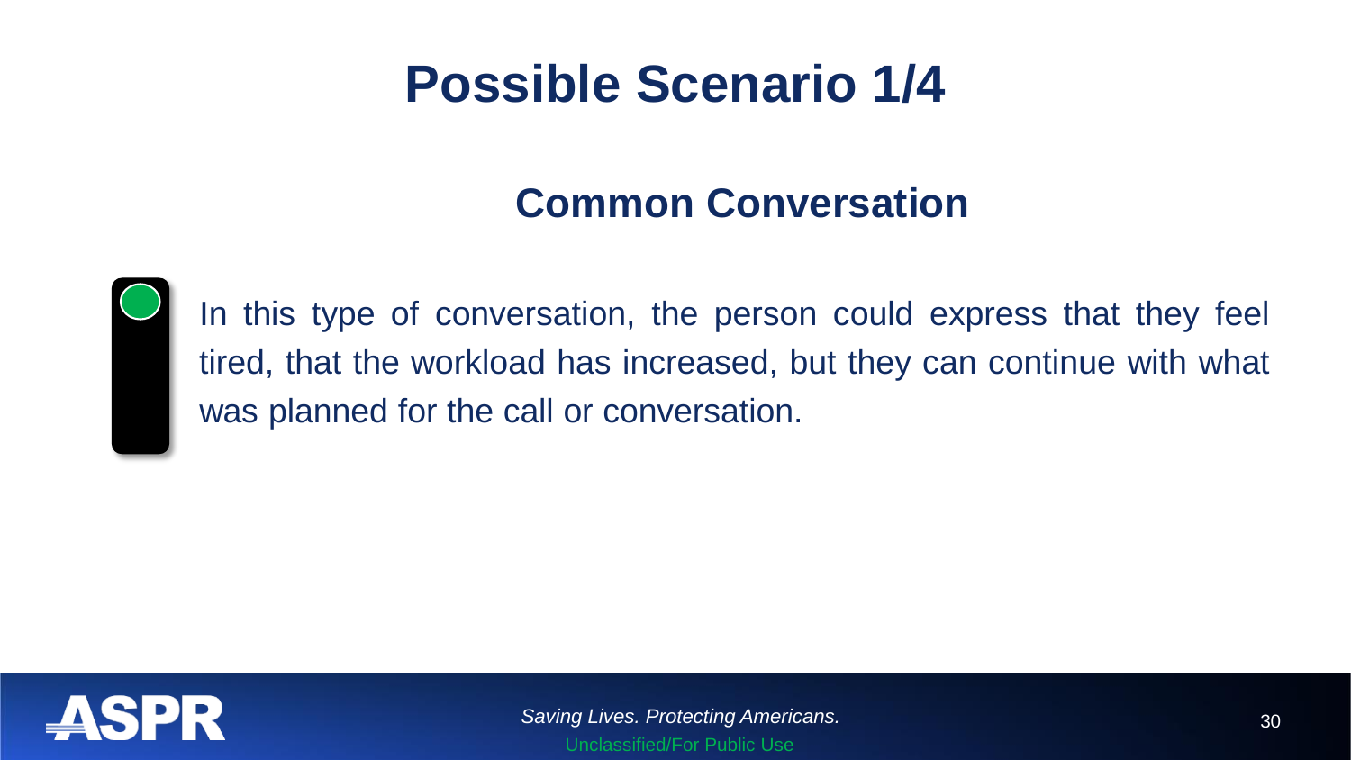# Possible Scenario 1/4

## Common Conversation

In this type of conversation, the person could express that they feel tired, that the workload has increased, but they can continue with what was planned for the call or conversation.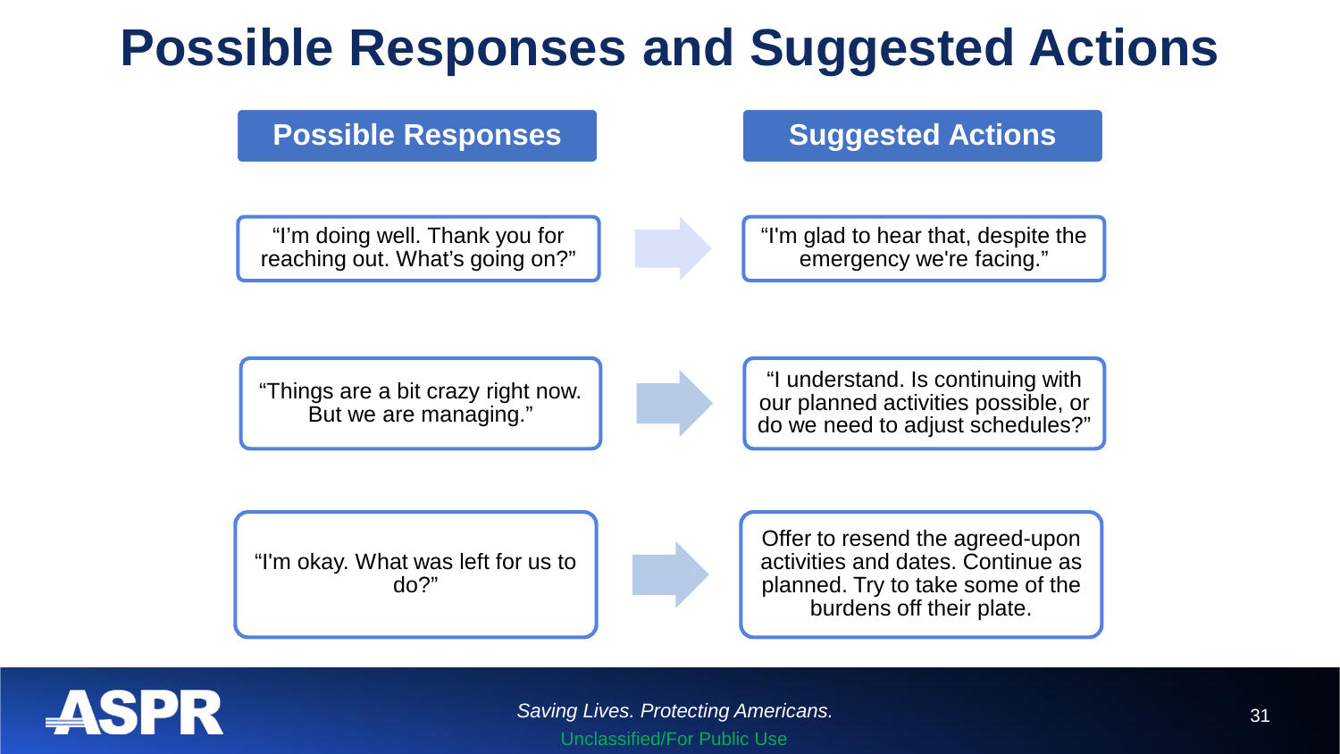# Possible Responses and Suggested Actions

| Possible Responses | Suggested Actions |
| --- | --- |
| "I'm doing well. Thank you for reaching out. What's going on?" | "I'm glad to hear that, despite the emergency we're facing." |
| "Things are a bit crazy right now. But we are managing." | "I understand. Is continuing with our planned activities possible, or do we need to adjust schedules?" |
| "I'm okay. What was left for us to do?" | Offer to resend the agreed-upon activities and dates. Continue as planned. Try to take some of the burdens off their plate. |

*Saving Lives. Protecting Americans.*

Unclassified/For Public Use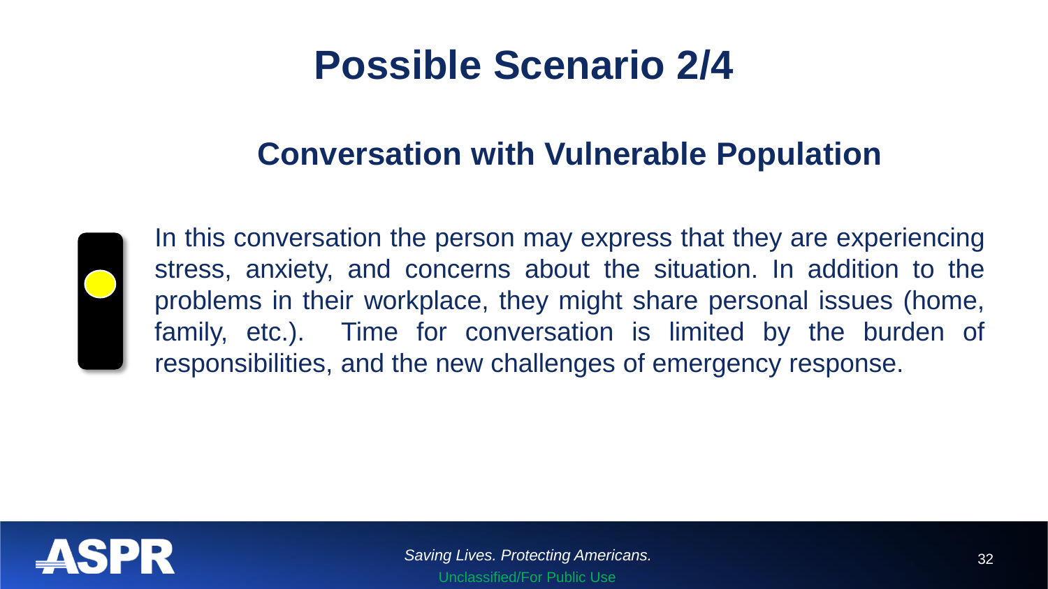# Possible Scenario 2/4

## Conversation with Vulnerable Population

In this conversation the person may express that they are experiencing stress, anxiety, and concerns about the situation. In addition to the problems in their workplace, they might share personal issues (home, family, etc.). Time for conversation is limited by the burden of responsibilities, and the new challenges of emergency response.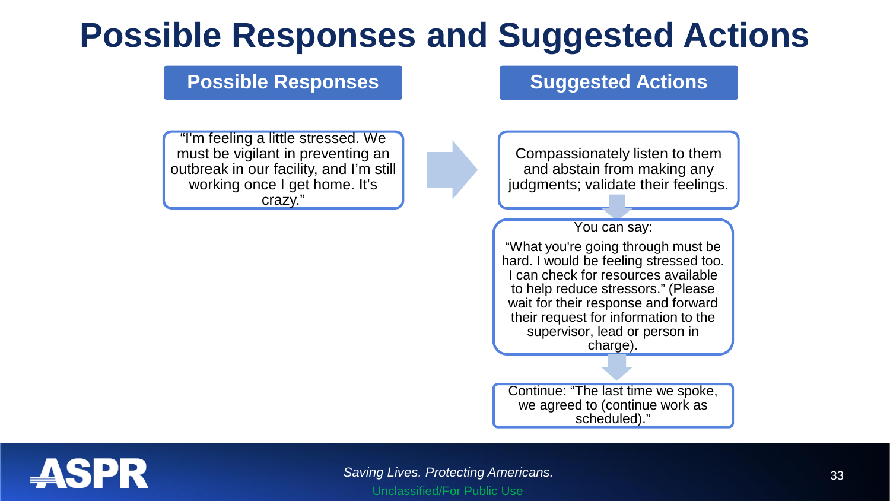# Possible Responses and Suggested Actions

## Possible Responses

"I'm feeling a little stressed. We must be vigilant in preventing an outbreak in our facility, and I'm still working once I get home. It's crazy."

## Suggested Actions

Compassionately listen to them and abstain from making any judgments; validate their feelings.

You can say:

"What you're going through must be hard. I would be feeling stressed too. I can check for resources available to help reduce stressors." (Please wait for their response and forward their request for information to the supervisor, lead or person in charge).

Continue: "The last time we spoke, we agreed to (continue work as scheduled)."

*Saving Lives. Protecting Americans.*

Unclassified/For Public Use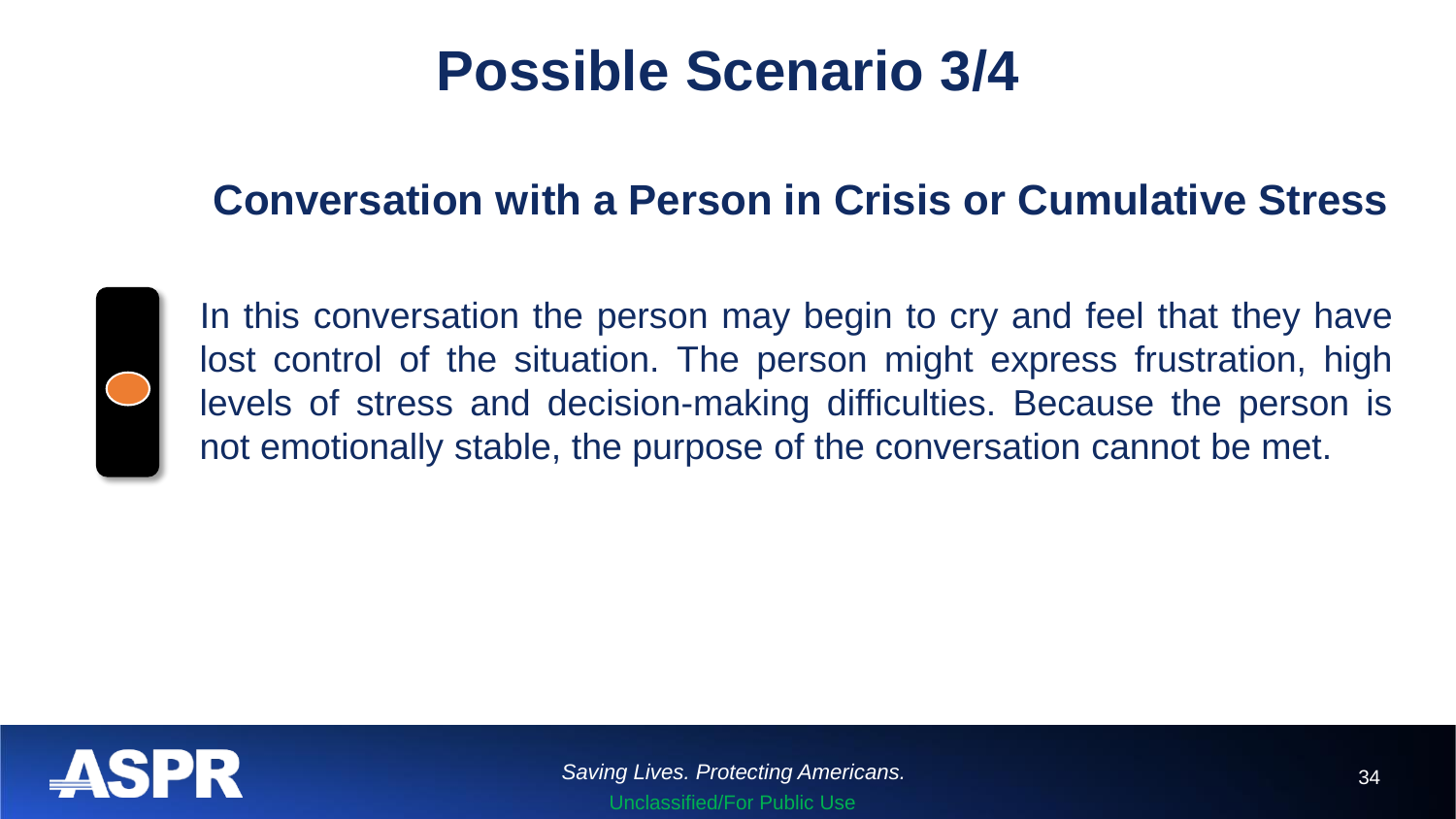# Possible Scenario 3/4

## Conversation with a Person in Crisis or Cumulative Stress

In this conversation the person may begin to cry and feel that they have lost control of the situation. The person might express frustration, high levels of stress and decision-making difficulties. Because the person is not emotionally stable, the purpose of the conversation cannot be met.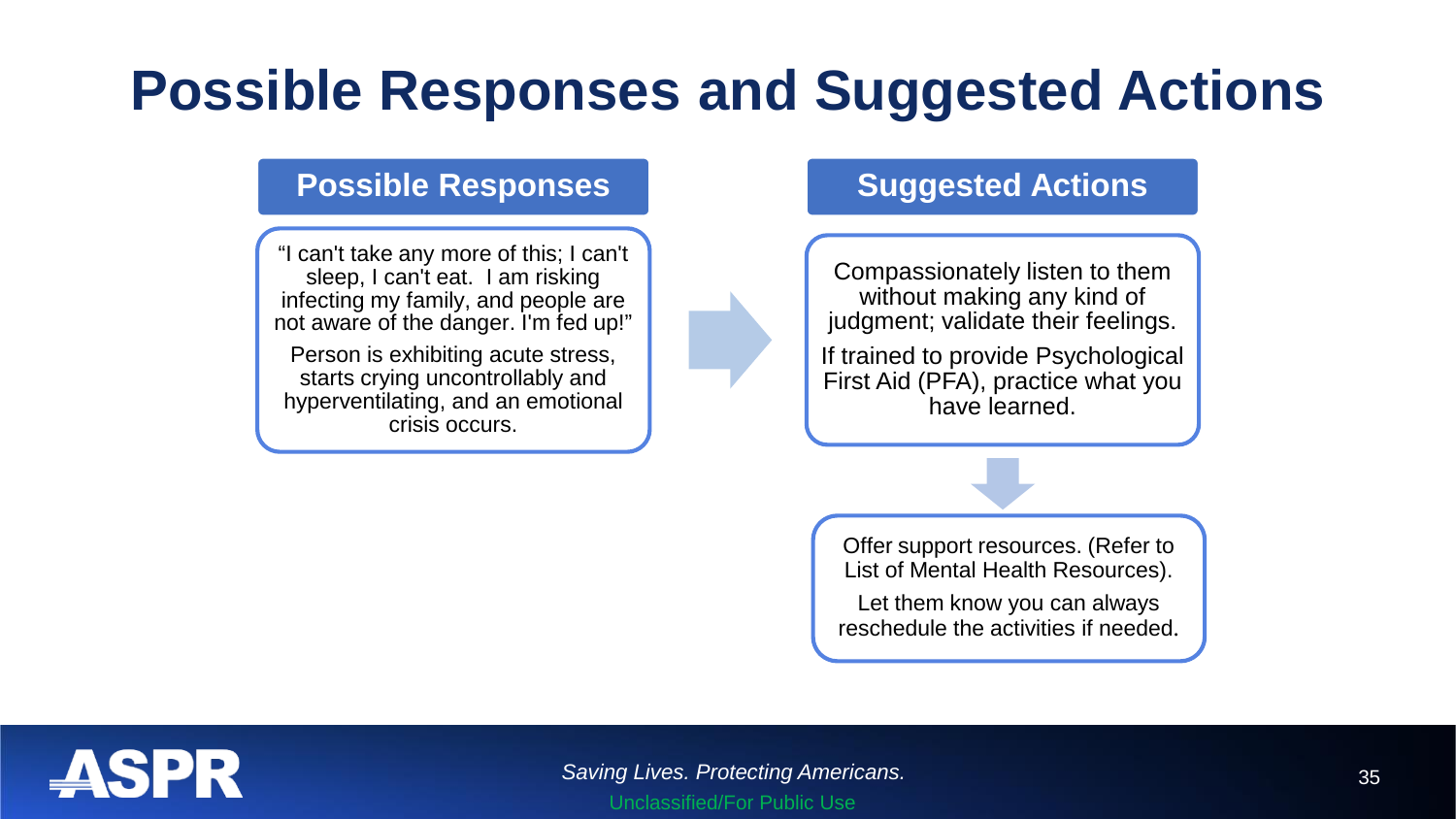# Possible Responses and Suggested Actions

## Possible Responses

"I can't take any more of this; I can't sleep, I can't eat. I am risking infecting my family, and people are not aware of the danger. I'm fed up!"

Person is exhibiting acute stress, starts crying uncontrollably and hyperventilating, and an emotional crisis occurs.

## Suggested Actions

Compassionately listen to them without making any kind of judgment; validate their feelings.

If trained to provide Psychological First Aid (PFA), practice what you have learned.

Offer support resources. (Refer to List of Mental Health Resources).

Let them know you can always reschedule the activities if needed.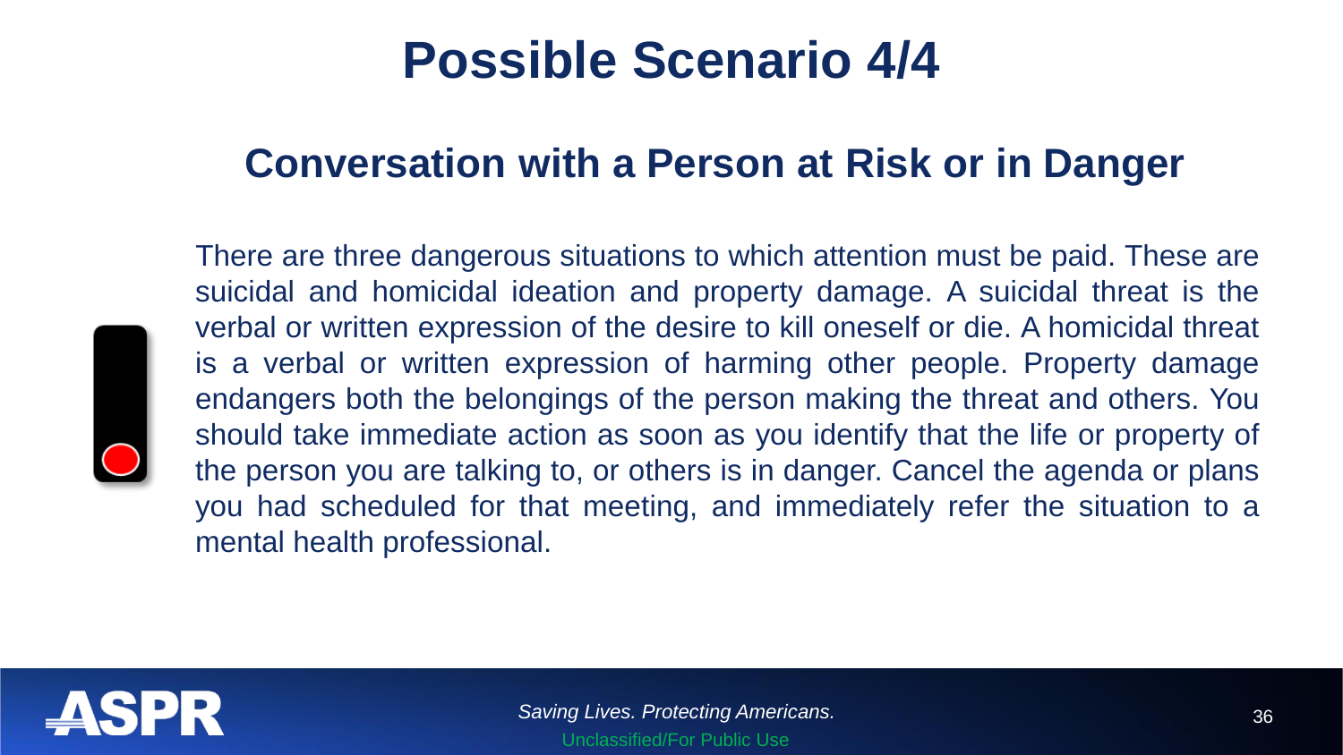# Possible Scenario 4/4

## Conversation with a Person at Risk or in Danger

There are three dangerous situations to which attention must be paid. These are suicidal and homicidal ideation and property damage. A suicidal threat is the verbal or written expression of the desire to kill oneself or die. A homicidal threat is a verbal or written expression of harming other people. Property damage endangers both the belongings of the person making the threat and others. You should take immediate action as soon as you identify that the life or property of the person you are talking to, or others is in danger. Cancel the agenda or plans you had scheduled for that meeting, and immediately refer the situation to a mental health professional.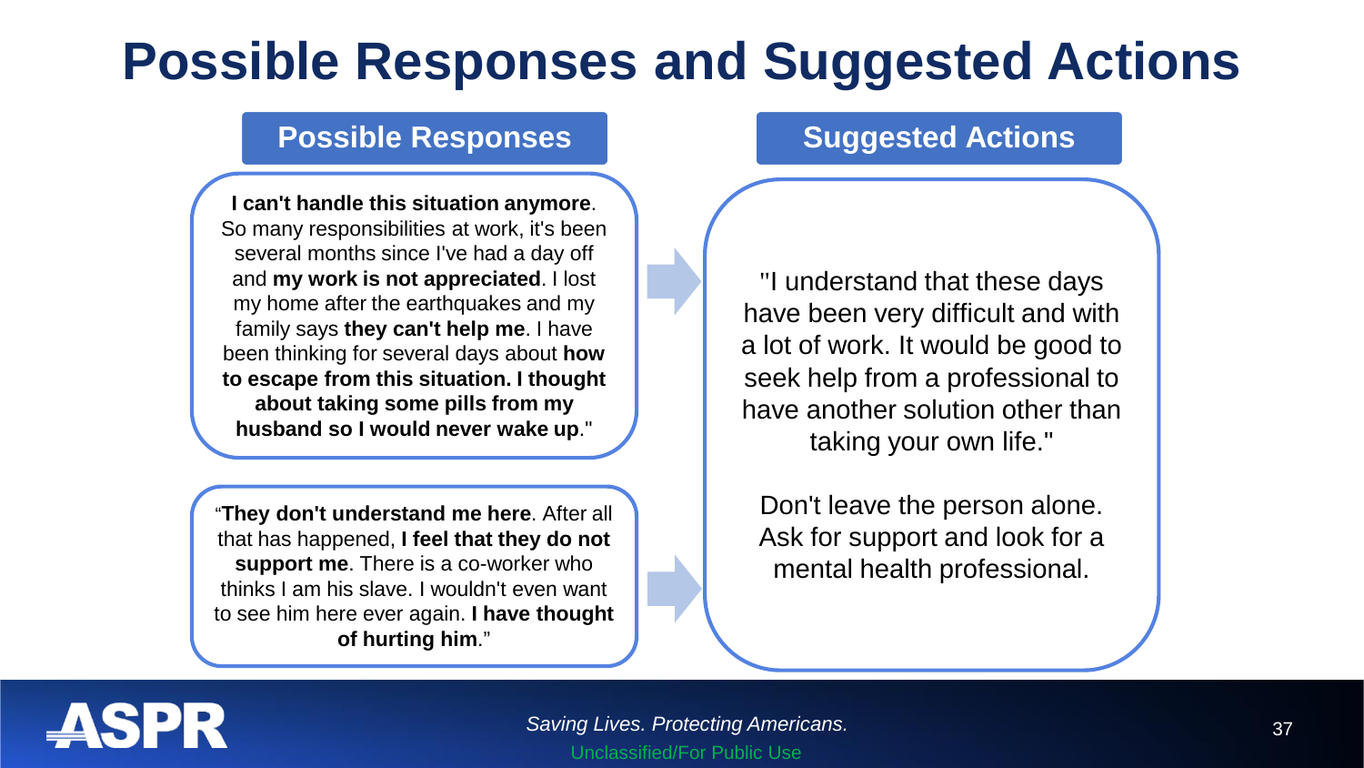# Possible Responses and Suggested Actions

## Possible Responses

"**I can't handle this situation anymore**. So many responsibilities at work, it's been several months since I've had a day off and **my work is not appreciated**. I lost my home after the earthquakes and my family says **they can't help me**. I have been thinking for several days about **how to escape from this situation. I thought about taking some pills from my husband so I would never wake up**."

"**They don't understand me here**. After all that has happened, **I feel that they do not support me**. There is a co-worker who thinks I am his slave. I wouldn't even want to see him here ever again. **I have thought of hurting him**."

## Suggested Actions

"I understand that these days have been very difficult and with a lot of work. It would be good to seek help from a professional to have another solution other than taking your own life."

Don't leave the person alone. Ask for support and look for a mental health professional.

*Saving Lives. Protecting Americans.*

Unclassified/For Public Use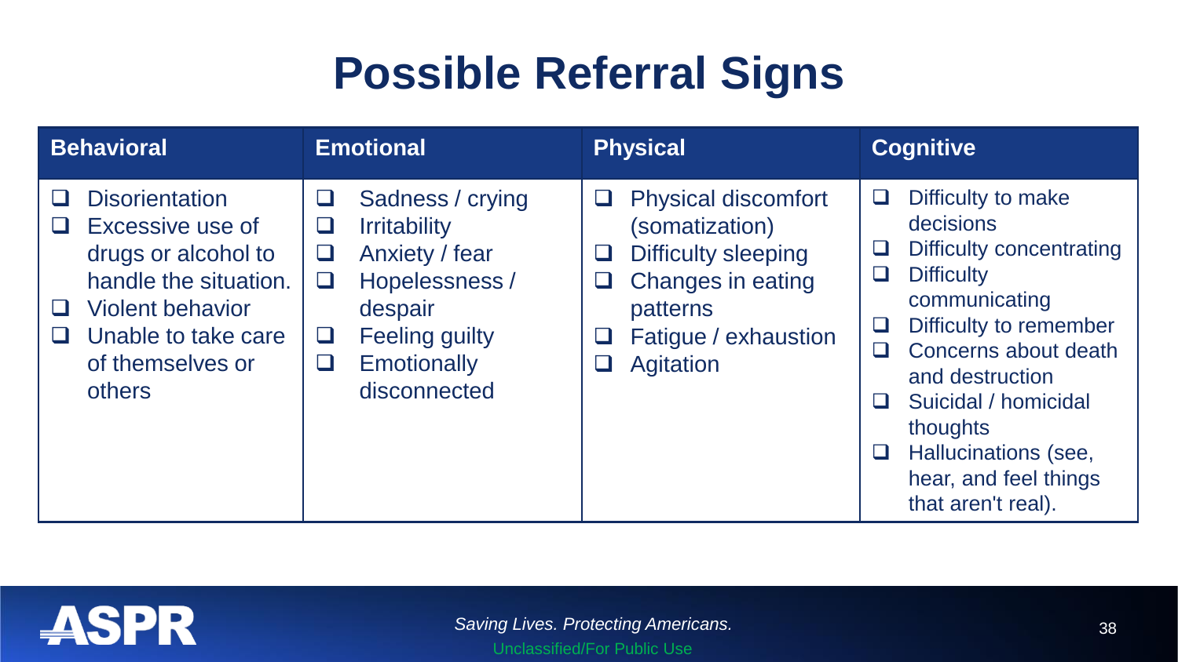# Possible Referral Signs

| Behavioral | Emotional | Physical | Cognitive |
|---|---|---|---|
| ❑ Disorientation<br>❑ Excessive use of drugs or alcohol to handle the situation.<br>❑ Violent behavior<br>❑ Unable to take care of themselves or others | ❑ Sadness / crying<br>❑ Irritability<br>❑ Anxiety / fear<br>❑ Hopelessness / despair<br>❑ Feeling guilty<br>❑ Emotionally disconnected | ❑ Physical discomfort (somatization)<br>❑ Difficulty sleeping<br>❑ Changes in eating patterns<br>❑ Fatigue / exhaustion<br>❑ Agitation | ❑ Difficulty to make decisions<br>❑ Difficulty concentrating<br>❑ Difficulty communicating<br>❑ Difficulty to remember<br>❑ Concerns about death and destruction<br>❑ Suicidal / homicidal thoughts<br>❑ Hallucinations (see, hear, and feel things that aren't real). |

ASPR

*Saving Lives. Protecting Americans.*

Unclassified/For Public Use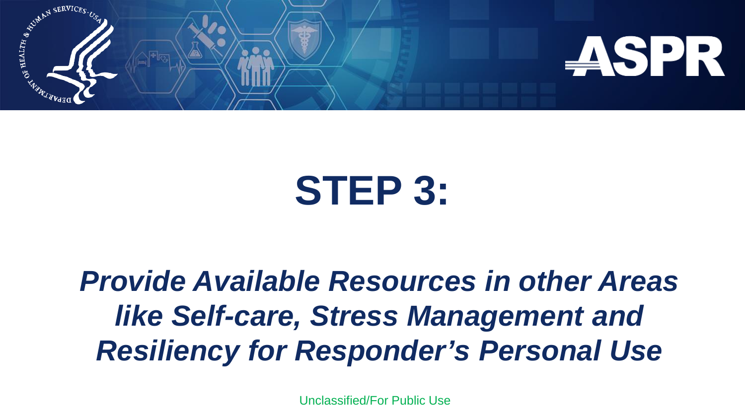# STEP 3:

## *Provide Available Resources in other Areas like Self-care, Stress Management and Resiliency for Responder's Personal Use*

Unclassified/For Public Use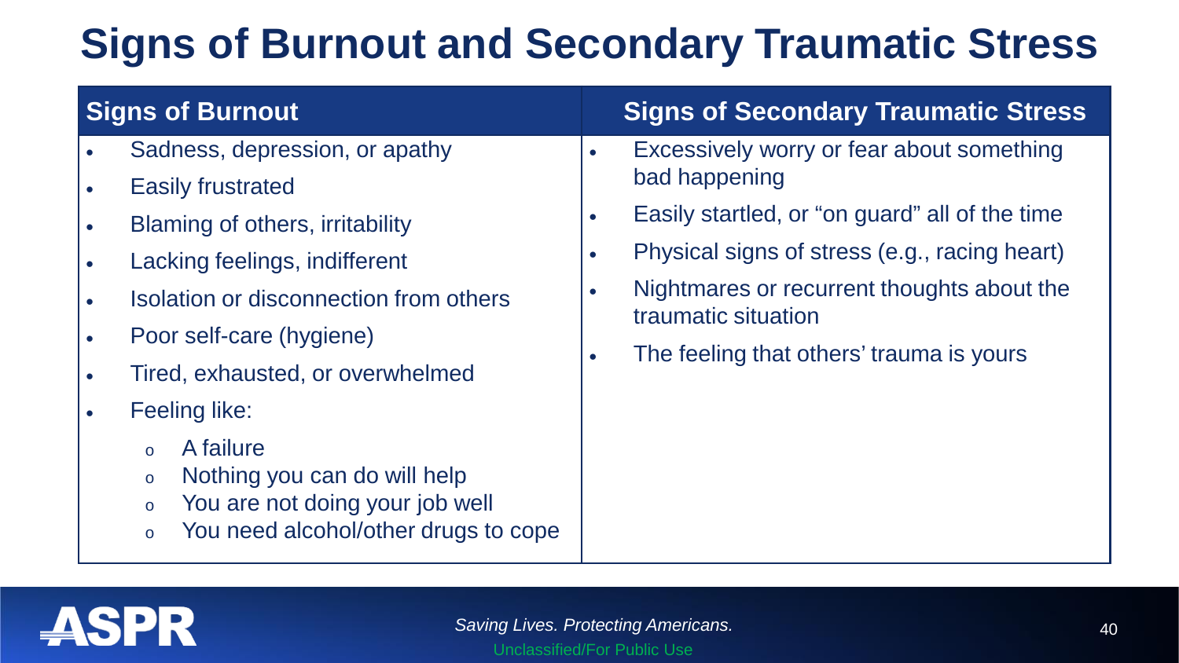# Signs of Burnout and Secondary Traumatic Stress

| Signs of Burnout | Signs of Secondary Traumatic Stress |
|---|---|
| • Sadness, depression, or apathy<br>• Easily frustrated<br>• Blaming of others, irritability<br>• Lacking feelings, indifferent<br>• Isolation or disconnection from others<br>• Poor self-care (hygiene)<br>• Tired, exhausted, or overwhelmed<br>• Feeling like:<br>  o A failure<br>  o Nothing you can do will help<br>  o You are not doing your job well<br>  o You need alcohol/other drugs to cope | • Excessively worry or fear about something bad happening<br>• Easily startled, or "on guard" all of the time<br>• Physical signs of stress (e.g., racing heart)<br>• Nightmares or recurrent thoughts about the traumatic situation<br>• The feeling that others' trauma is yours |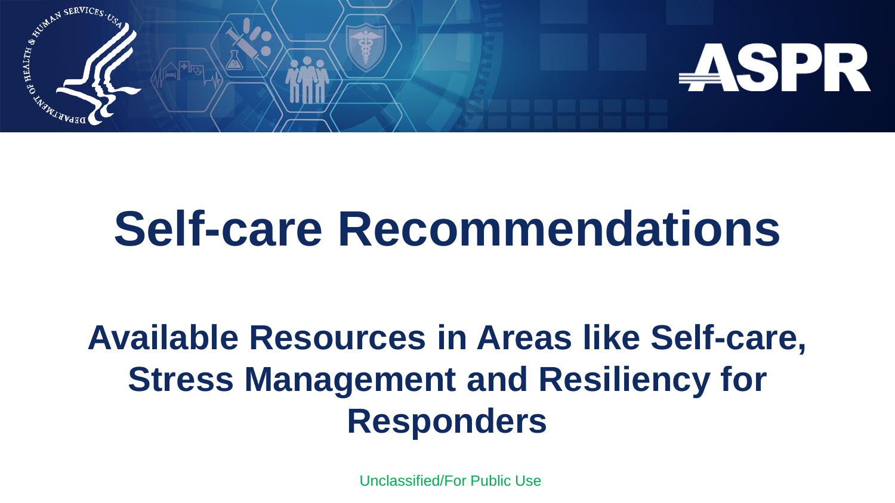# Self-care Recommendations

## Available Resources in Areas like Self-care, Stress Management and Resiliency for Responders

Unclassified/For Public Use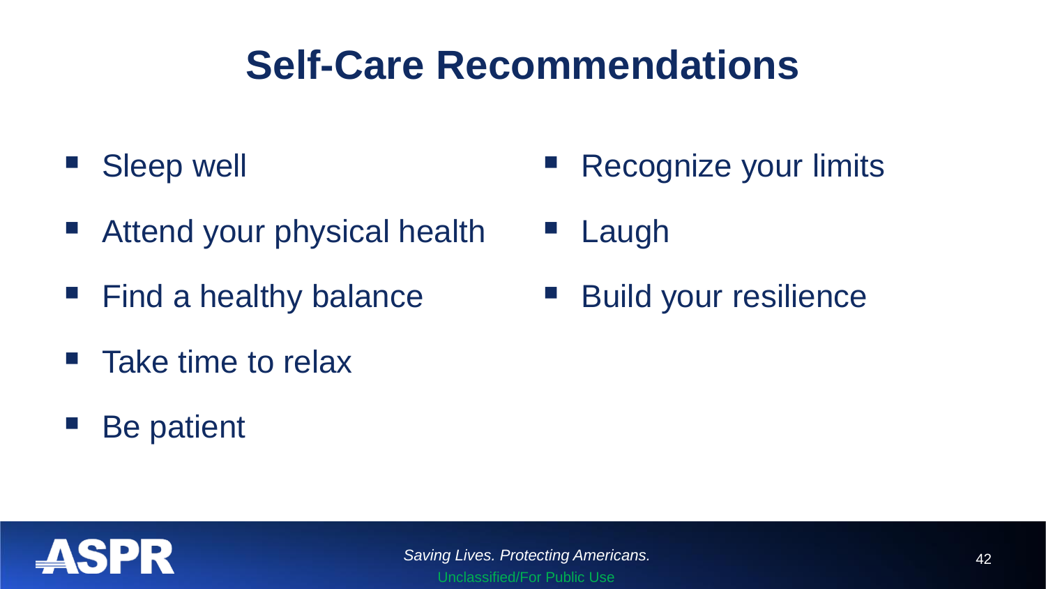# Self-Care Recommendations

- Sleep well
- Attend your physical health
- Find a healthy balance
- Take time to relax
- Be patient
- Recognize your limits
- Laugh
- Build your resilience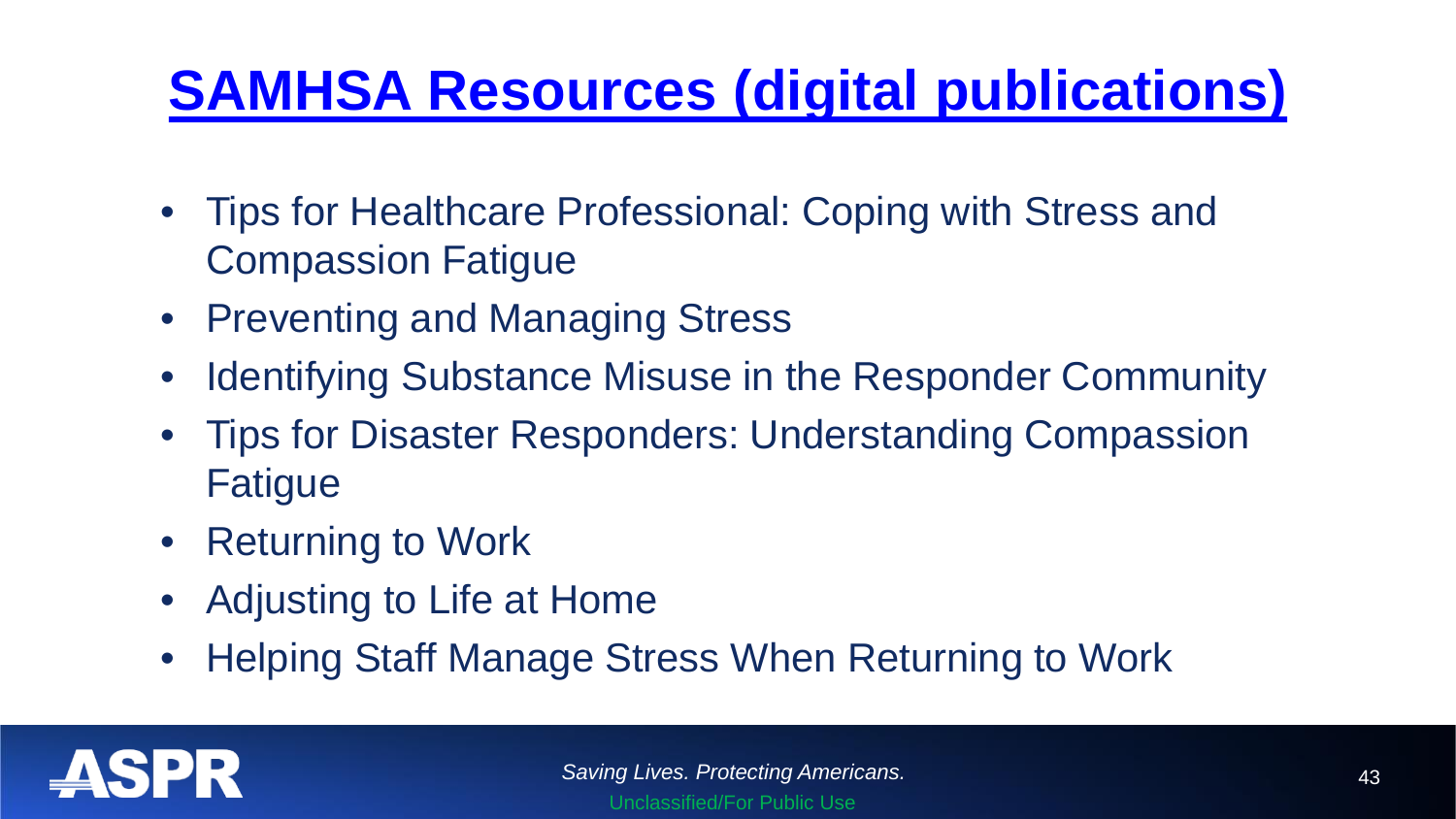# SAMHSA Resources (digital publications)

- Tips for Healthcare Professional: Coping with Stress and Compassion Fatigue
- Preventing and Managing Stress
- Identifying Substance Misuse in the Responder Community
- Tips for Disaster Responders: Understanding Compassion Fatigue
- Returning to Work
- Adjusting to Life at Home
- Helping Staff Manage Stress When Returning to Work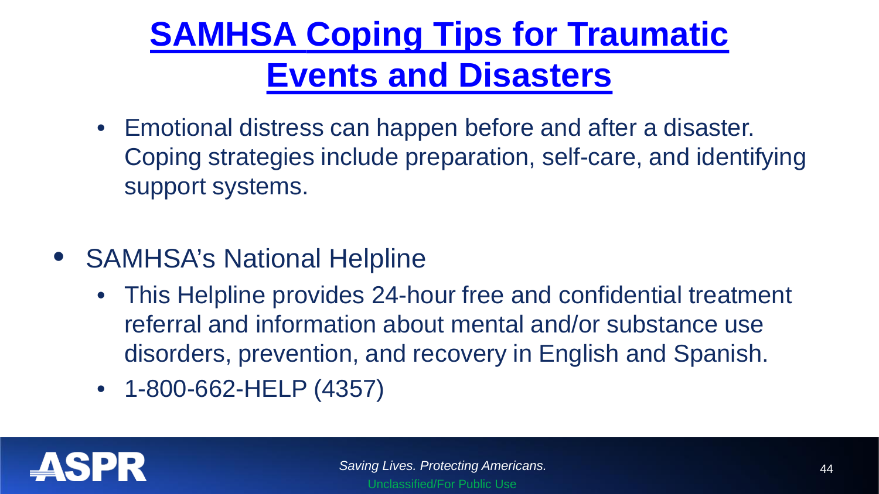# [SAMHSA Coping Tips for Traumatic Events and Disasters]

- Emotional distress can happen before and after a disaster. Coping strategies include preparation, self-care, and identifying support systems.

- SAMHSA's National Helpline
  - This Helpline provides 24-hour free and confidential treatment referral and information about mental and/or substance use disorders, prevention, and recovery in English and Spanish.
  - 1-800-662-HELP (4357)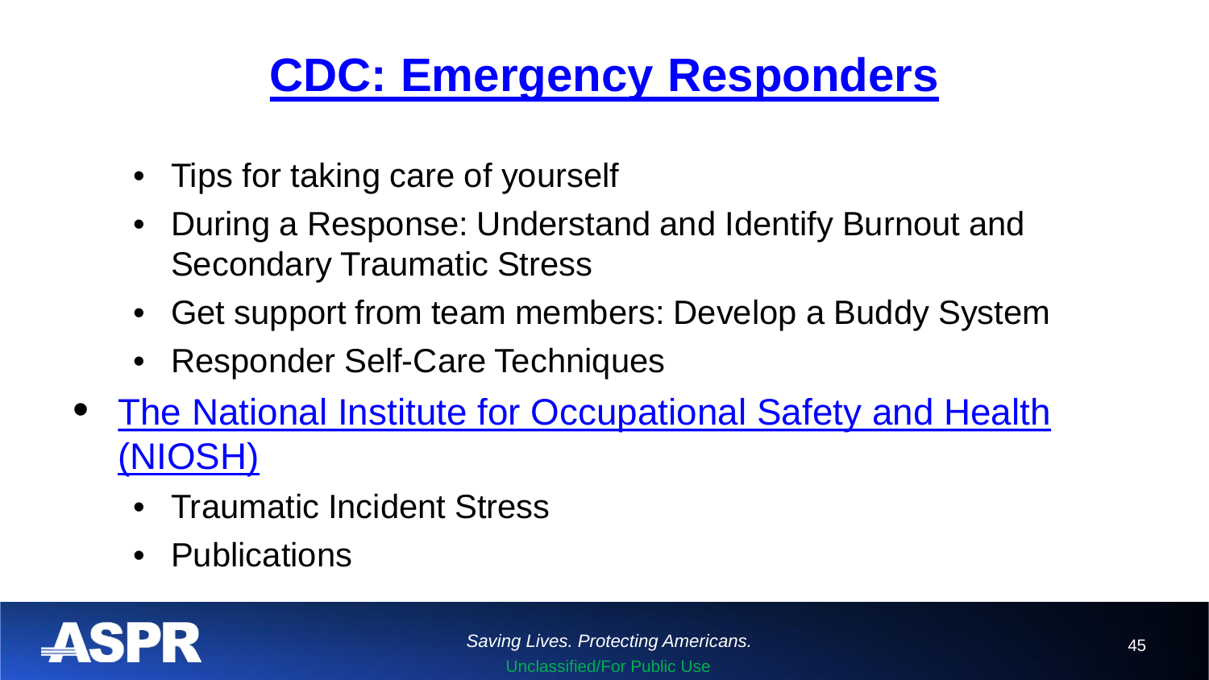# CDC: Emergency Responders

- Tips for taking care of yourself
- During a Response: Understand and Identify Burnout and Secondary Traumatic Stress
- Get support from team members: Develop a Buddy System
- Responder Self-Care Techniques

- The National Institute for Occupational Safety and Health (NIOSH)
  - Traumatic Incident Stress
  - Publications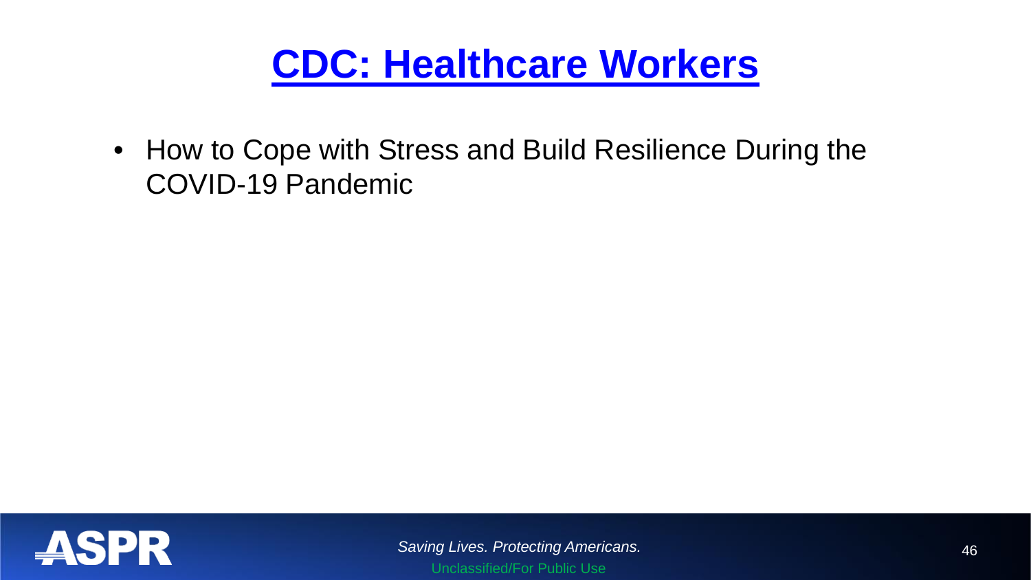# CDC: Healthcare Workers

- How to Cope with Stress and Build Resilience During the COVID-19 Pandemic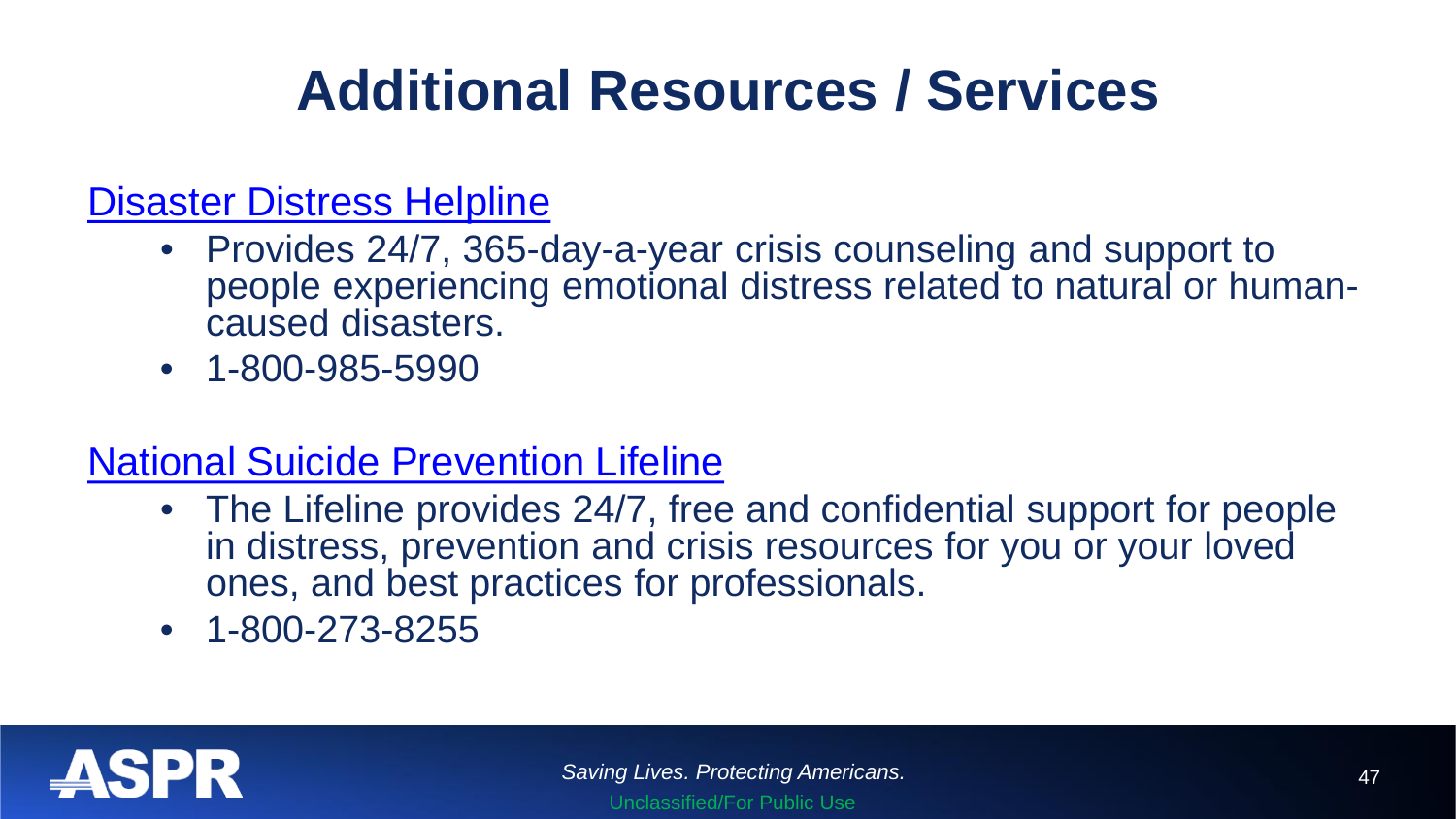# Additional Resources / Services

[Disaster Distress Helpline]

- Provides 24/7, 365-day-a-year crisis counseling and support to people experiencing emotional distress related to natural or human-caused disasters.
- 1-800-985-5990

[National Suicide Prevention Lifeline]

- The Lifeline provides 24/7, free and confidential support for people in distress, prevention and crisis resources for you or your loved ones, and best practices for professionals.
- 1-800-273-8255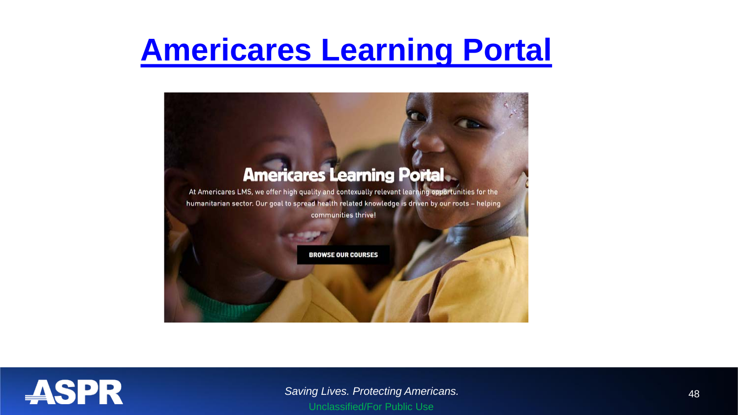# [Americares Learning Portal]

**Americares Learning Portal**

At Americares LMS, we offer high quality and contexually relevant learning opportunities for the humanitarian sector. Our goal to spread health related knowledge is driven by our roots – helping communities thrive!

**BROWSE OUR COURSES**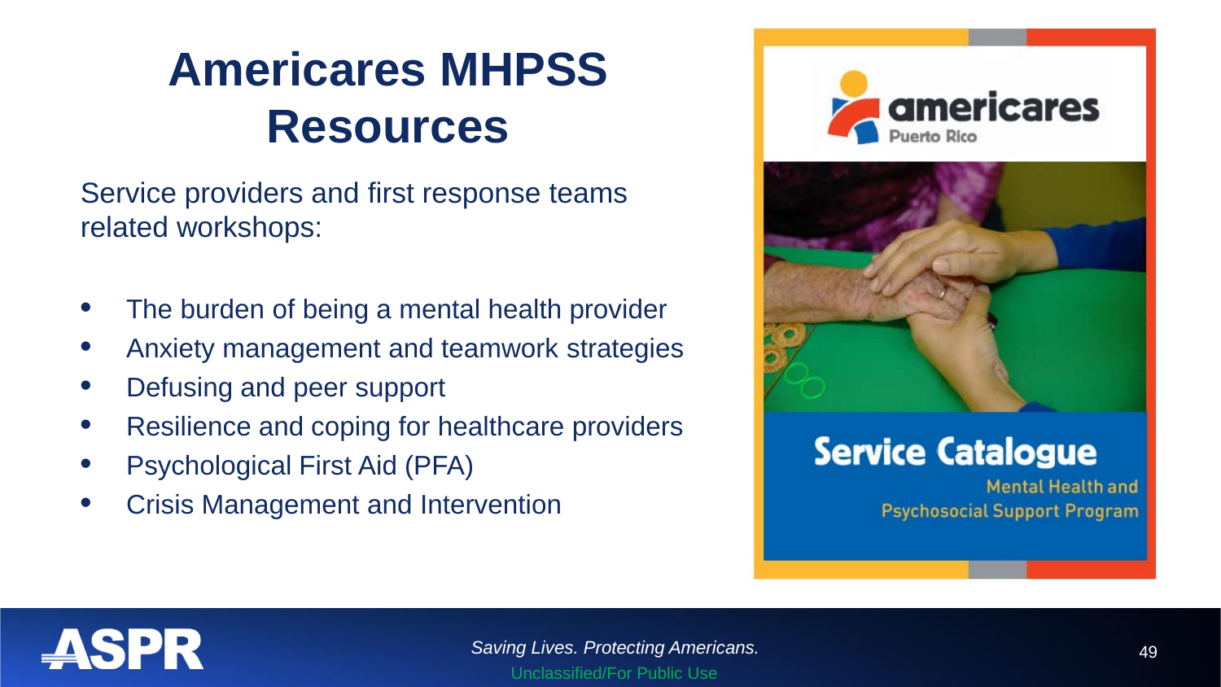# Americares MHPSS Resources

Service providers and first response teams related workshops:

- The burden of being a mental health provider
- Anxiety management and teamwork strategies
- Defusing and peer support
- Resilience and coping for healthcare providers
- Psychological First Aid (PFA)
- Crisis Management and Intervention

americares
Puerto Rico

Service Catalogue
Mental Health and Psychosocial Support Program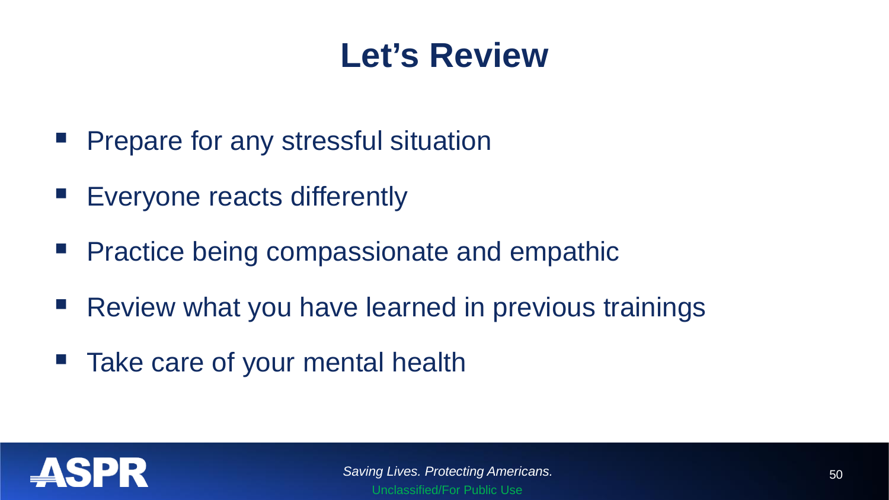# Let's Review

- Prepare for any stressful situation
- Everyone reacts differently
- Practice being compassionate and empathic
- Review what you have learned in previous trainings
- Take care of your mental health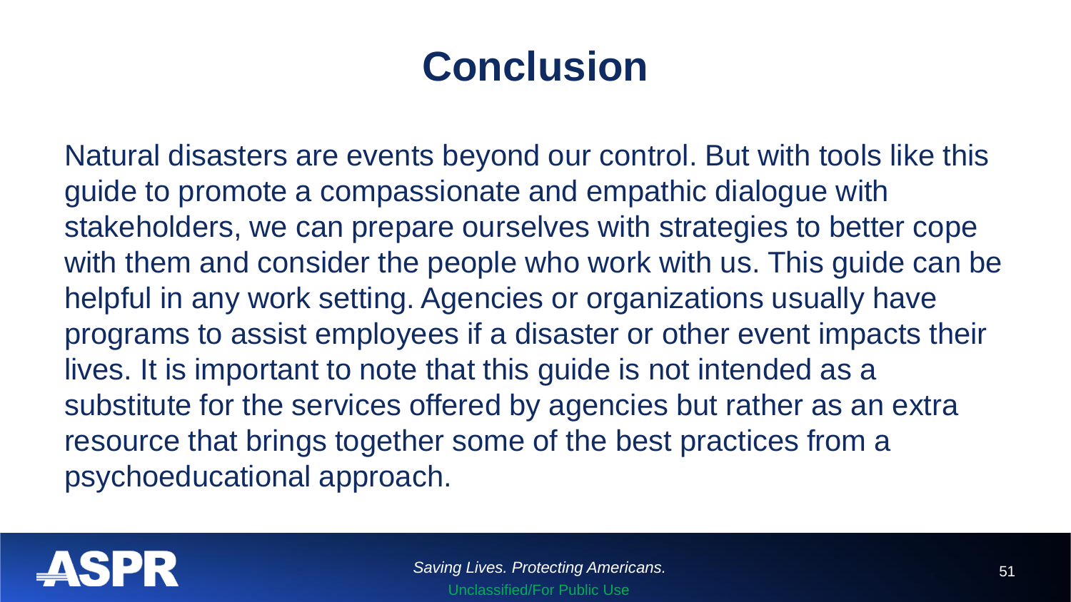# Conclusion

Natural disasters are events beyond our control. But with tools like this guide to promote a compassionate and empathic dialogue with stakeholders, we can prepare ourselves with strategies to better cope with them and consider the people who work with us. This guide can be helpful in any work setting. Agencies or organizations usually have programs to assist employees if a disaster or other event impacts their lives. It is important to note that this guide is not intended as a substitute for the services offered by agencies but rather as an extra resource that brings together some of the best practices from a psychoeducational approach.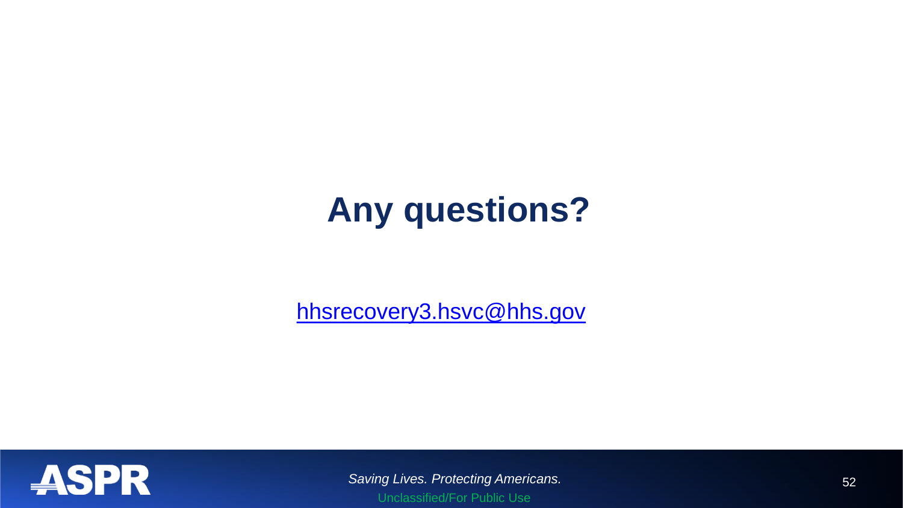# Any questions?

[hhsrecovery3.hsvc@hhs.gov](mailto:hhsrecovery3.hsvc@hhs.gov)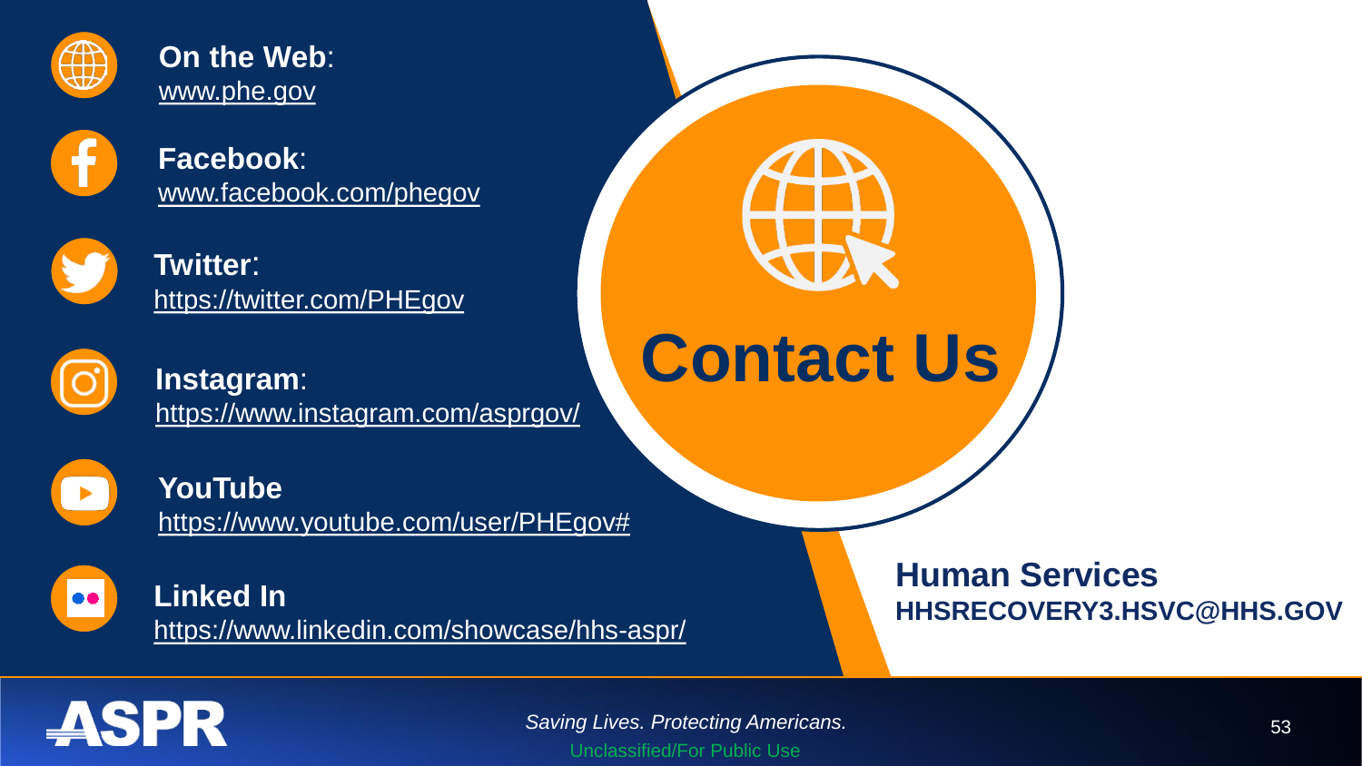# Contact Us

**On the Web**: www.phe.gov

**Facebook**: www.facebook.com/phegov

**Twitter**: https://twitter.com/PHEgov

**Instagram**: https://www.instagram.com/asprgov/

**YouTube**
https://www.youtube.com/user/PHEgov#

**Linked In**
https://www.linkedin.com/showcase/hhs-aspr/

**Human Services**
**HHSRECOVERY3.HSVC@HHS.GOV**

ASPR

*Saving Lives. Protecting Americans.*

Unclassified/For Public Use